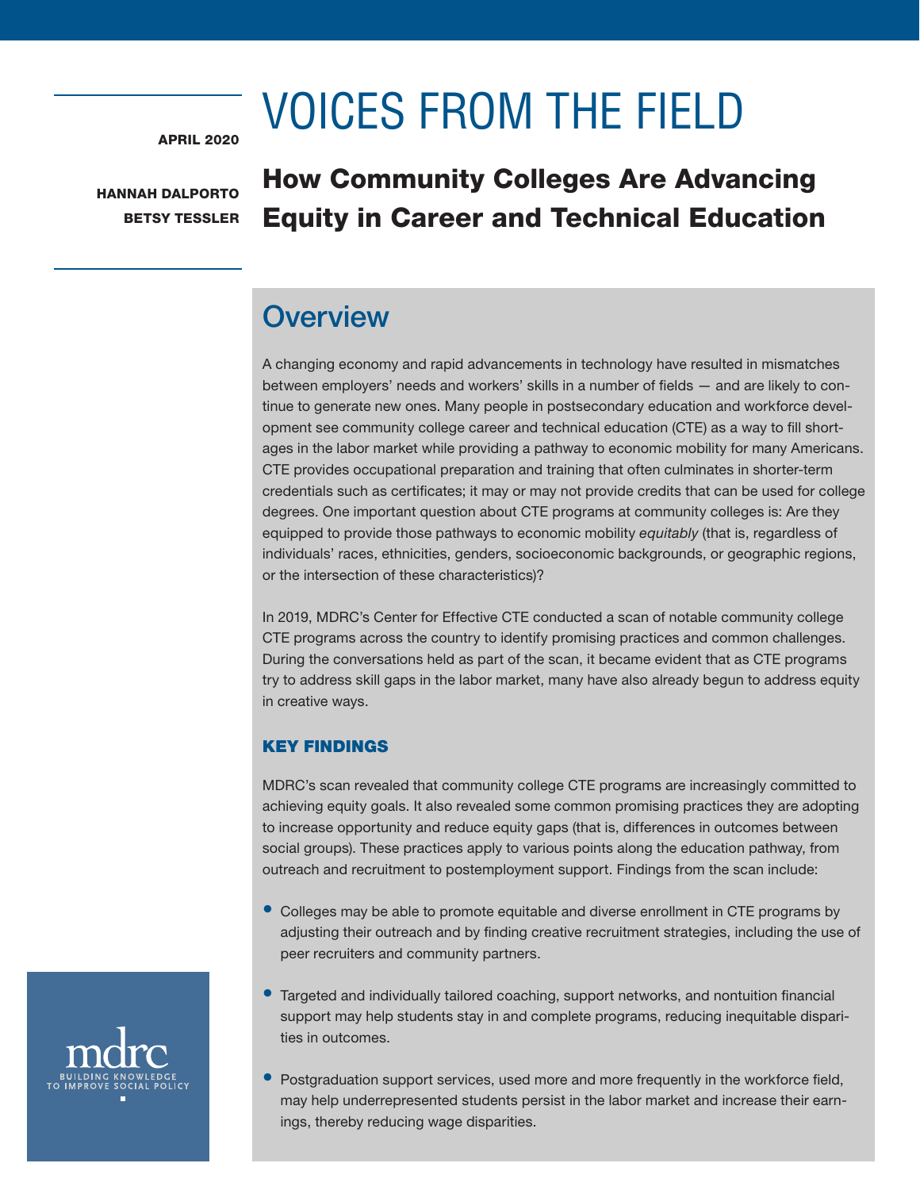APRIL 2020

HANNAH DALPORTO
BETSY TESSLER

# VOICES FROM THE FIELD

## How Community Colleges Are Advancing Equity in Career and Technical Education

## Overview

A changing economy and rapid advancements in technology have resulted in mismatches between employers' needs and workers' skills in a number of fields — and are likely to continue to generate new ones. Many people in postsecondary education and workforce development see community college career and technical education (CTE) as a way to fill shortages in the labor market while providing a pathway to economic mobility for many Americans. CTE provides occupational preparation and training that often culminates in shorter-term credentials such as certificates; it may or may not provide credits that can be used for college degrees. One important question about CTE programs at community colleges is: Are they equipped to provide those pathways to economic mobility *equitably* (that is, regardless of individuals' races, ethnicities, genders, socioeconomic backgrounds, or geographic regions, or the intersection of these characteristics)?

In 2019, MDRC's Center for Effective CTE conducted a scan of notable community college CTE programs across the country to identify promising practices and common challenges. During the conversations held as part of the scan, it became evident that as CTE programs try to address skill gaps in the labor market, many have also already begun to address equity in creative ways.

### KEY FINDINGS

MDRC's scan revealed that community college CTE programs are increasingly committed to achieving equity goals. It also revealed some common promising practices they are adopting to increase opportunity and reduce equity gaps (that is, differences in outcomes between social groups). These practices apply to various points along the education pathway, from outreach and recruitment to postemployment support. Findings from the scan include:

- Colleges may be able to promote equitable and diverse enrollment in CTE programs by adjusting their outreach and by finding creative recruitment strategies, including the use of peer recruiters and community partners.
- Targeted and individually tailored coaching, support networks, and nontuition financial support may help students stay in and complete programs, reducing inequitable disparities in outcomes.
- Postgraduation support services, used more and more frequently in the workforce field, may help underrepresented students persist in the labor market and increase their earnings, thereby reducing wage disparities.

mdrc
BUILDING KNOWLEDGE TO IMPROVE SOCIAL POLICY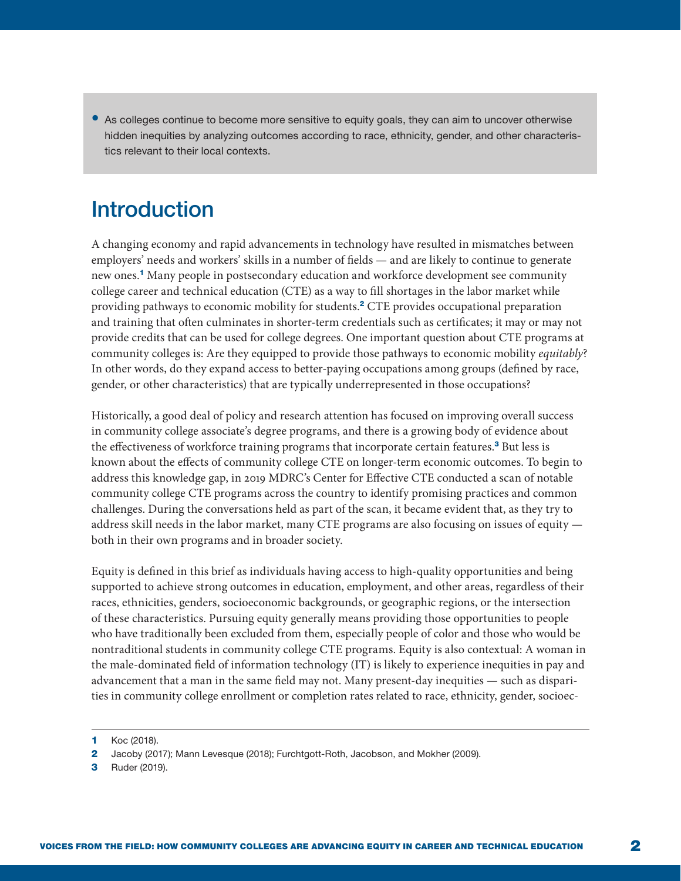- As colleges continue to become more sensitive to equity goals, they can aim to uncover otherwise hidden inequities by analyzing outcomes according to race, ethnicity, gender, and other characteristics relevant to their local contexts.

## Introduction

A changing economy and rapid advancements in technology have resulted in mismatches between employers' needs and workers' skills in a number of fields — and are likely to continue to generate new ones.[1] Many people in postsecondary education and workforce development see community college career and technical education (CTE) as a way to fill shortages in the labor market while providing pathways to economic mobility for students.[2] CTE provides occupational preparation and training that often culminates in shorter-term credentials such as certificates; it may or may not provide credits that can be used for college degrees. One important question about CTE programs at community colleges is: Are they equipped to provide those pathways to economic mobility *equitably*? In other words, do they expand access to better-paying occupations among groups (defined by race, gender, or other characteristics) that are typically underrepresented in those occupations?

Historically, a good deal of policy and research attention has focused on improving overall success in community college associate's degree programs, and there is a growing body of evidence about the effectiveness of workforce training programs that incorporate certain features.[3] But less is known about the effects of community college CTE on longer-term economic outcomes. To begin to address this knowledge gap, in 2019 MDRC's Center for Effective CTE conducted a scan of notable community college CTE programs across the country to identify promising practices and common challenges. During the conversations held as part of the scan, it became evident that, as they try to address skill needs in the labor market, many CTE programs are also focusing on issues of equity — both in their own programs and in broader society.

Equity is defined in this brief as individuals having access to high-quality opportunities and being supported to achieve strong outcomes in education, employment, and other areas, regardless of their races, ethnicities, genders, socioeconomic backgrounds, or geographic regions, or the intersection of these characteristics. Pursuing equity generally means providing those opportunities to people who have traditionally been excluded from them, especially people of color and those who would be nontraditional students in community college CTE programs. Equity is also contextual: A woman in the male-dominated field of information technology (IT) is likely to experience inequities in pay and advancement that a man in the same field may not. Many present-day inequities — such as disparities in community college enrollment or completion rates related to race, ethnicity, gender, socioec-

---

1 Koc (2018).

2 Jacoby (2017); Mann Levesque (2018); Furchtgott-Roth, Jacobson, and Mokher (2009).

3 Ruder (2019).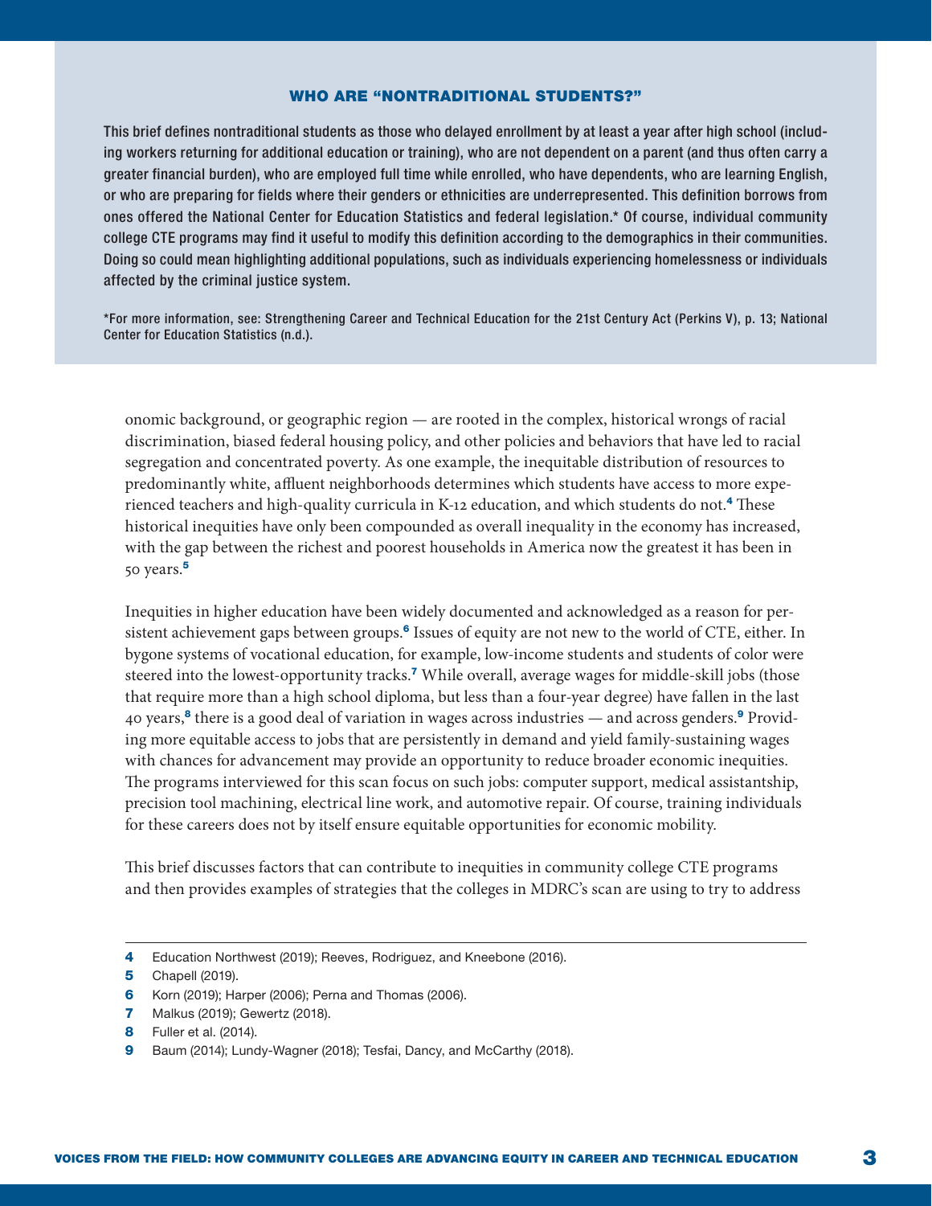### WHO ARE "NONTRADITIONAL STUDENTS?"

This brief defines nontraditional students as those who delayed enrollment by at least a year after high school (including workers returning for additional education or training), who are not dependent on a parent (and thus often carry a greater financial burden), who are employed full time while enrolled, who have dependents, who are learning English, or who are preparing for fields where their genders or ethnicities are underrepresented. This definition borrows from ones offered the National Center for Education Statistics and federal legislation.* Of course, individual community college CTE programs may find it useful to modify this definition according to the demographics in their communities. Doing so could mean highlighting additional populations, such as individuals experiencing homelessness or individuals affected by the criminal justice system.

*For more information, see: Strengthening Career and Technical Education for the 21st Century Act (Perkins V), p. 13; National Center for Education Statistics (n.d.).

onomic background, or geographic region — are rooted in the complex, historical wrongs of racial discrimination, biased federal housing policy, and other policies and behaviors that have led to racial segregation and concentrated poverty. As one example, the inequitable distribution of resources to predominantly white, affluent neighborhoods determines which students have access to more experienced teachers and high-quality curricula in K-12 education, and which students do not.[4] These historical inequities have only been compounded as overall inequality in the economy has increased, with the gap between the richest and poorest households in America now the greatest it has been in 50 years.[5]

Inequities in higher education have been widely documented and acknowledged as a reason for persistent achievement gaps between groups.[6] Issues of equity are not new to the world of CTE, either. In bygone systems of vocational education, for example, low-income students and students of color were steered into the lowest-opportunity tracks.[7] While overall, average wages for middle-skill jobs (those that require more than a high school diploma, but less than a four-year degree) have fallen in the last 40 years,[8] there is a good deal of variation in wages across industries — and across genders.[9] Providing more equitable access to jobs that are persistently in demand and yield family-sustaining wages with chances for advancement may provide an opportunity to reduce broader economic inequities. The programs interviewed for this scan focus on such jobs: computer support, medical assistantship, precision tool machining, electrical line work, and automotive repair. Of course, training individuals for these careers does not by itself ensure equitable opportunities for economic mobility.

This brief discusses factors that can contribute to inequities in community college CTE programs and then provides examples of strategies that the colleges in MDRC's scan are using to try to address

---

4 Education Northwest (2019); Reeves, Rodriguez, and Kneebone (2016).

5 Chapell (2019).

6 Korn (2019); Harper (2006); Perna and Thomas (2006).

7 Malkus (2019); Gewertz (2018).

8 Fuller et al. (2014).

9 Baum (2014); Lundy-Wagner (2018); Tesfai, Dancy, and McCarthy (2018).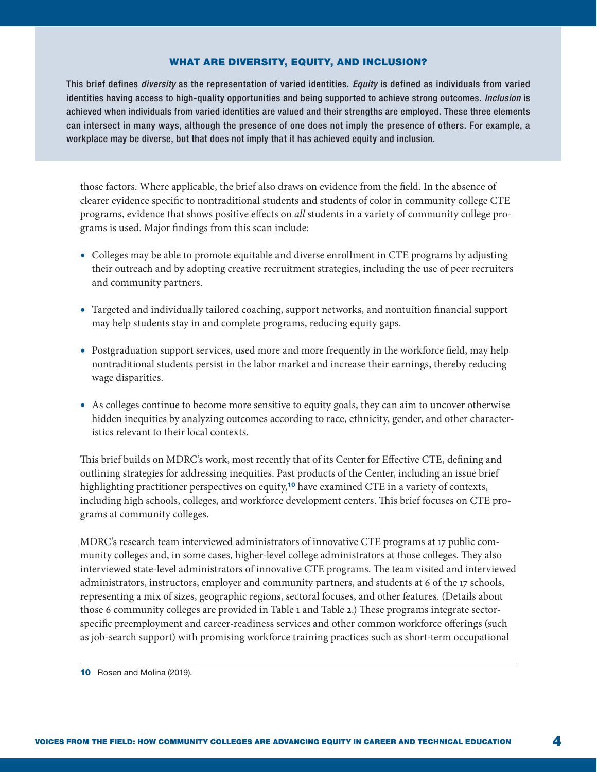### WHAT ARE DIVERSITY, EQUITY, AND INCLUSION?

This brief defines *diversity* as the representation of varied identities. *Equity* is defined as individuals from varied identities having access to high-quality opportunities and being supported to achieve strong outcomes. *Inclusion* is achieved when individuals from varied identities are valued and their strengths are employed. These three elements can intersect in many ways, although the presence of one does not imply the presence of others. For example, a workplace may be diverse, but that does not imply that it has achieved equity and inclusion.

those factors. Where applicable, the brief also draws on evidence from the field. In the absence of clearer evidence specific to nontraditional students and students of color in community college CTE programs, evidence that shows positive effects on *all* students in a variety of community college programs is used. Major findings from this scan include:

- Colleges may be able to promote equitable and diverse enrollment in CTE programs by adjusting their outreach and by adopting creative recruitment strategies, including the use of peer recruiters and community partners.
- Targeted and individually tailored coaching, support networks, and nontuition financial support may help students stay in and complete programs, reducing equity gaps.
- Postgraduation support services, used more and more frequently in the workforce field, may help nontraditional students persist in the labor market and increase their earnings, thereby reducing wage disparities.
- As colleges continue to become more sensitive to equity goals, they can aim to uncover otherwise hidden inequities by analyzing outcomes according to race, ethnicity, gender, and other characteristics relevant to their local contexts.

This brief builds on MDRC's work, most recently that of its Center for Effective CTE, defining and outlining strategies for addressing inequities. Past products of the Center, including an issue brief highlighting practitioner perspectives on equity,[10] have examined CTE in a variety of contexts, including high schools, colleges, and workforce development centers. This brief focuses on CTE programs at community colleges.

MDRC's research team interviewed administrators of innovative CTE programs at 17 public community colleges and, in some cases, higher-level college administrators at those colleges. They also interviewed state-level administrators of innovative CTE programs. The team visited and interviewed administrators, instructors, employer and community partners, and students at 6 of the 17 schools, representing a mix of sizes, geographic regions, sectoral focuses, and other features. (Details about those 6 community colleges are provided in Table 1 and Table 2.) These programs integrate sector-specific preemployment and career-readiness services and other common workforce offerings (such as job-search support) with promising workforce training practices such as short-term occupational

---

[10] Rosen and Molina (2019).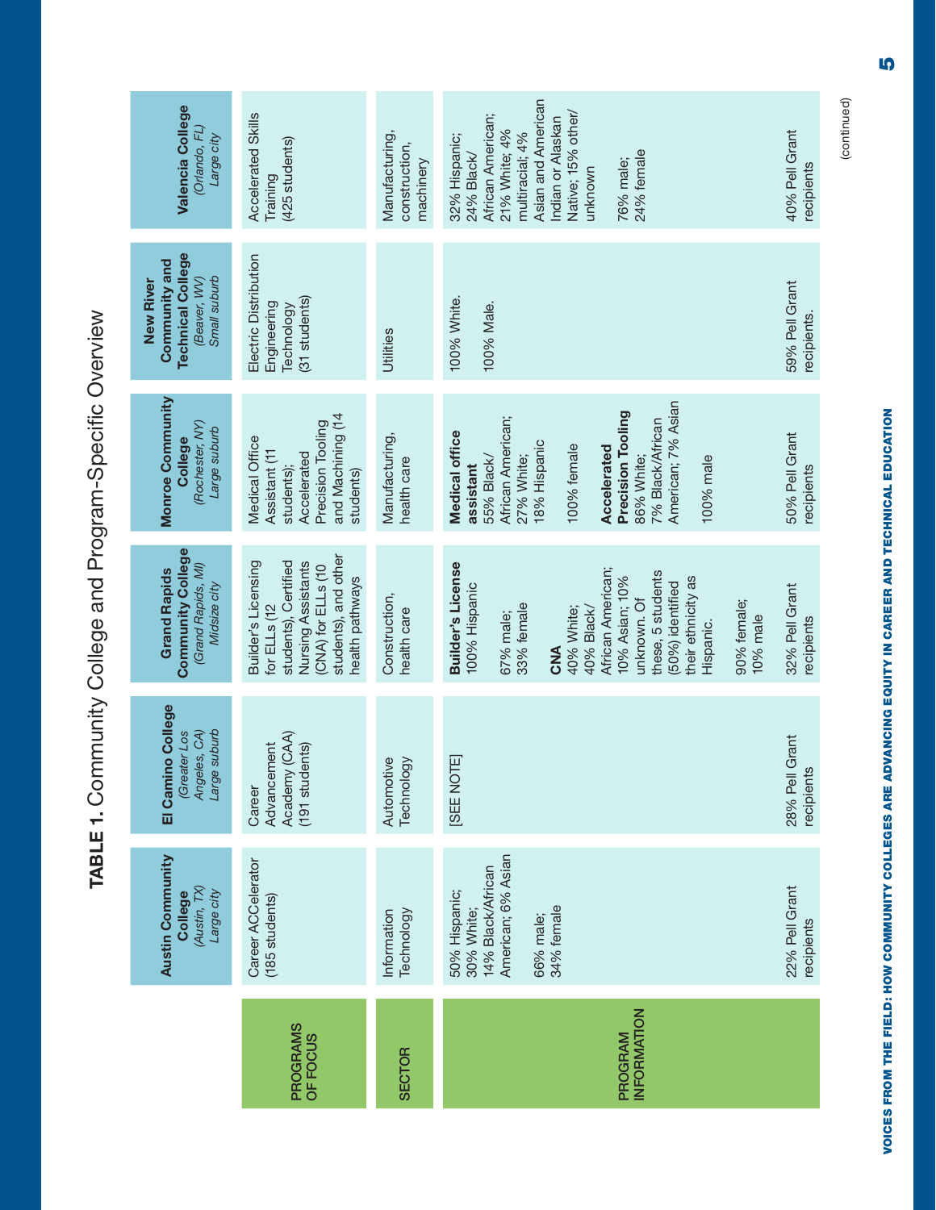**TABLE 1.** Community College and Program-Specific Overview

| | **Austin Community College** *(Austin, TX)* *Large city* | **El Camino College** *(Greater Los Angeles, CA)* *Large suburb* | **Grand Rapids Community College** *(Grand Rapids, MI)* *Midsize city* | **Monroe Community College** *(Rochester, NY)* *Large suburb* | **New River Community and Technical College** *(Beaver, WV)* *Small suburb* | **Valencia College** *(Orlando, FL)* *Large city* |
|---|---|---|---|---|---|---|
| **PROGRAMS OF FOCUS** | Career ACCelerator (185 students) | Career Advancement Academy (CAA) (191 students) | Builder's Licensing for ELLs (12 students), Certified Nursing Assistants (CNA) for ELLs (10 students), and other health pathways | Medical Office Assistant (11 students); Accelerated Precision Tooling and Machining (14 students) | Electric Distribution Engineering Technology (31 students) | Accelerated Skills Training (425 students) |
| **SECTOR** | Information Technology | Automotive Technology | Construction, health care | Manufacturing, health care | Utilities | Manufacturing, construction, machinery |
| **PROGRAM INFORMATION** | 50% Hispanic; 30% White; 14% Black/African American; 6% Asian<br><br>66% male; 34% female<br><br>22% Pell Grant recipients | [SEE NOTE]<br><br>28% Pell Grant recipients | **Builder's License** 100% Hispanic<br><br>67% male; 33% female<br><br>**CNA** 40% White; 40% Black/African American; 10% Asian; 10% unknown. Of these, 5 students (50%) identified their ethnicity as Hispanic.<br><br>90% female; 10% male<br><br>32% Pell Grant recipients | **Medical office assistant** 55% Black/African American; 27% White; 18% Hispanic<br><br>100% female<br><br>**Accelerated Precision Tooling** 86% White; 7% Black/African American; 7% Asian<br><br>100% male<br><br>50% Pell Grant recipients | 100% White.<br><br>100% Male.<br><br>59% Pell Grant recipients. | 32% Hispanic; 24% Black/African American; 21% White; 4% multiracial; 4% Asian and American Indian or Alaskan Native; 15% other/unknown<br><br>76% male; 24% female<br><br>40% Pell Grant recipients |

(continued)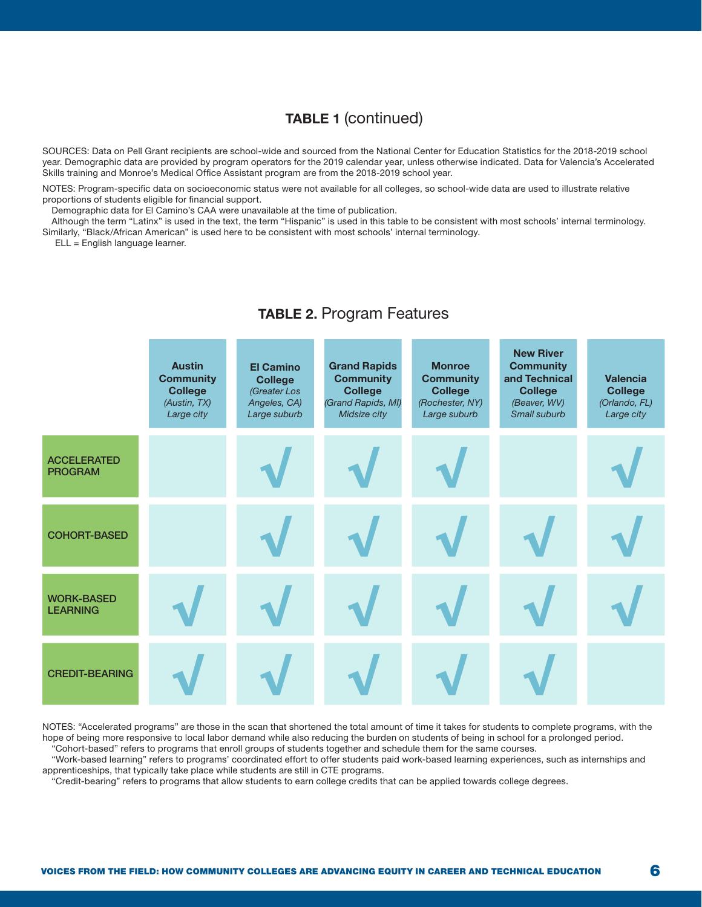## TABLE 1 (continued)

SOURCES: Data on Pell Grant recipients are school-wide and sourced from the National Center for Education Statistics for the 2018-2019 school year. Demographic data are provided by program operators for the 2019 calendar year, unless otherwise indicated. Data for Valencia's Accelerated Skills training and Monroe's Medical Office Assistant program are from the 2018-2019 school year.

NOTES: Program-specific data on socioeconomic status were not available for all colleges, so school-wide data are used to illustrate relative proportions of students eligible for financial support.

Demographic data for El Camino's CAA were unavailable at the time of publication.

Although the term "Latinx" is used in the text, the term "Hispanic" is used in this table to be consistent with most schools' internal terminology. Similarly, "Black/African American" is used here to be consistent with most schools' internal terminology.

ELL = English language learner.

## TABLE 2. Program Features

| | Austin Community College *(Austin, TX)* *Large city* | El Camino College *(Greater Los Angeles, CA)* *Large suburb* | Grand Rapids Community College *(Grand Rapids, MI)* *Midsize city* | Monroe Community College *(Rochester, NY)* *Large suburb* | New River Community and Technical College *(Beaver, WV)* *Small suburb* | Valencia College *(Orlando, FL)* *Large city* |
|---|---|---|---|---|---|---|
| ACCELERATED PROGRAM | | √ | √ | √ | | √ |
| COHORT-BASED | | √ | √ | √ | √ | √ |
| WORK-BASED LEARNING | √ | √ | √ | √ | √ | √ |
| CREDIT-BEARING | √ | √ | √ | √ | √ | |

NOTES: "Accelerated programs" are those in the scan that shortened the total amount of time it takes for students to complete programs, with the hope of being more responsive to local labor demand while also reducing the burden on students of being in school for a prolonged period.

"Cohort-based" refers to programs that enroll groups of students together and schedule them for the same courses.

"Work-based learning" refers to programs' coordinated effort to offer students paid work-based learning experiences, such as internships and apprenticeships, that typically take place while students are still in CTE programs.

"Credit-bearing" refers to programs that allow students to earn college credits that can be applied towards college degrees.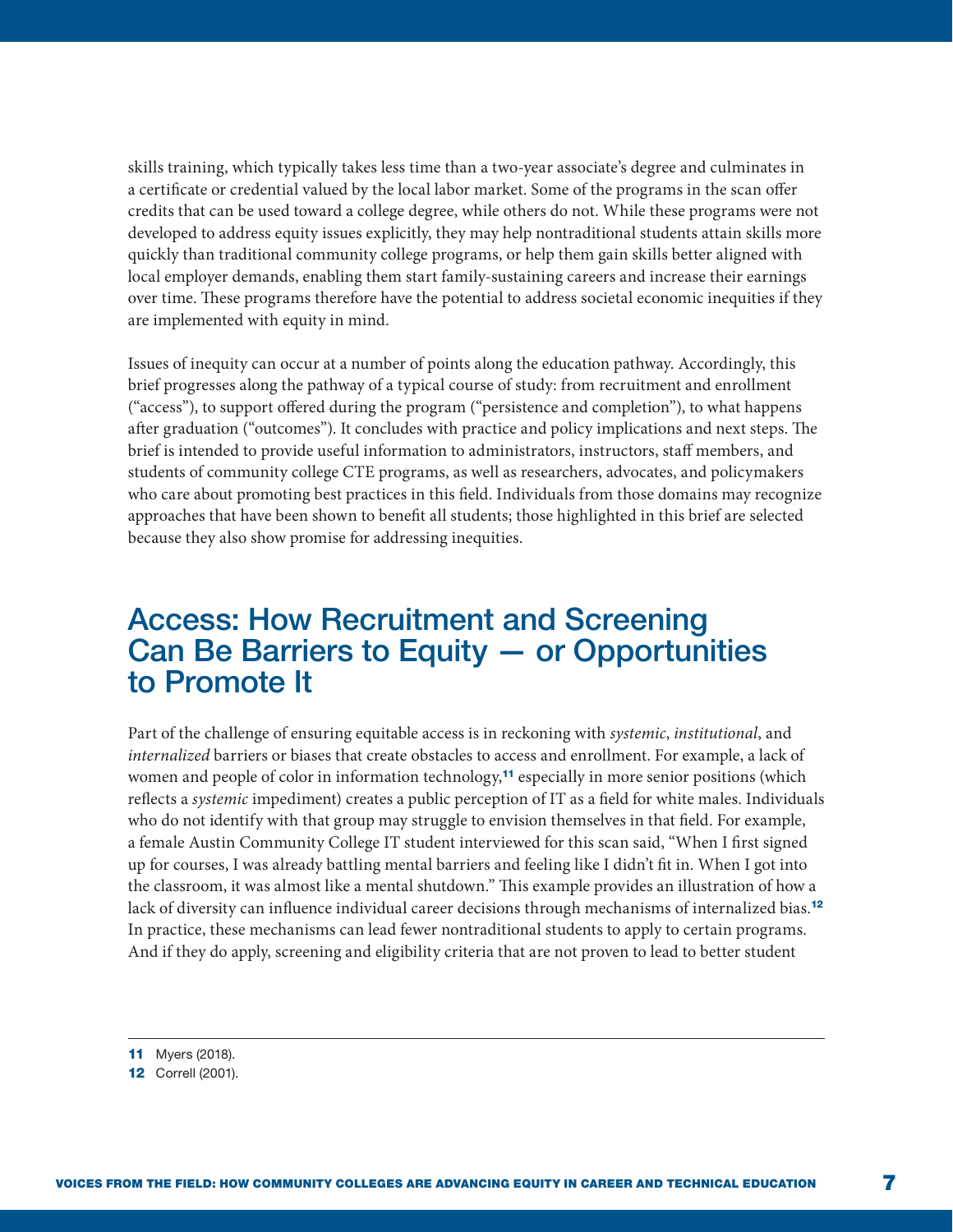skills training, which typically takes less time than a two-year associate's degree and culminates in a certificate or credential valued by the local labor market. Some of the programs in the scan offer credits that can be used toward a college degree, while others do not. While these programs were not developed to address equity issues explicitly, they may help nontraditional students attain skills more quickly than traditional community college programs, or help them gain skills better aligned with local employer demands, enabling them start family-sustaining careers and increase their earnings over time. These programs therefore have the potential to address societal economic inequities if they are implemented with equity in mind.

Issues of inequity can occur at a number of points along the education pathway. Accordingly, this brief progresses along the pathway of a typical course of study: from recruitment and enrollment ("access"), to support offered during the program ("persistence and completion"), to what happens after graduation ("outcomes"). It concludes with practice and policy implications and next steps. The brief is intended to provide useful information to administrators, instructors, staff members, and students of community college CTE programs, as well as researchers, advocates, and policymakers who care about promoting best practices in this field. Individuals from those domains may recognize approaches that have been shown to benefit all students; those highlighted in this brief are selected because they also show promise for addressing inequities.

## Access: How Recruitment and Screening Can Be Barriers to Equity — or Opportunities to Promote It

Part of the challenge of ensuring equitable access is in reckoning with *systemic*, *institutional*, and *internalized* barriers or biases that create obstacles to access and enrollment. For example, a lack of women and people of color in information technology,[11] especially in more senior positions (which reflects a *systemic* impediment) creates a public perception of IT as a field for white males. Individuals who do not identify with that group may struggle to envision themselves in that field. For example, a female Austin Community College IT student interviewed for this scan said, "When I first signed up for courses, I was already battling mental barriers and feeling like I didn't fit in. When I got into the classroom, it was almost like a mental shutdown." This example provides an illustration of how a lack of diversity can influence individual career decisions through mechanisms of internalized bias.[12] In practice, these mechanisms can lead fewer nontraditional students to apply to certain programs. And if they do apply, screening and eligibility criteria that are not proven to lead to better student

---

[11] Myers (2018).

[12] Correll (2001).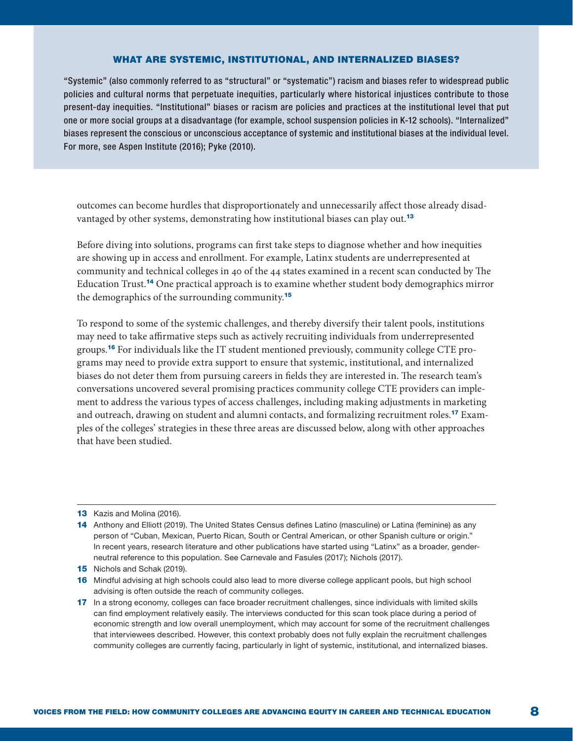### WHAT ARE SYSTEMIC, INSTITUTIONAL, AND INTERNALIZED BIASES?

"Systemic" (also commonly referred to as "structural" or "systematic") racism and biases refer to widespread public policies and cultural norms that perpetuate inequities, particularly where historical injustices contribute to those present-day inequities. "Institutional" biases or racism are policies and practices at the institutional level that put one or more social groups at a disadvantage (for example, school suspension policies in K-12 schools). "Internalized" biases represent the conscious or unconscious acceptance of systemic and institutional biases at the individual level. For more, see Aspen Institute (2016); Pyke (2010).

outcomes can become hurdles that disproportionately and unnecessarily affect those already disadvantaged by other systems, demonstrating how institutional biases can play out.[13]

Before diving into solutions, programs can first take steps to diagnose whether and how inequities are showing up in access and enrollment. For example, Latinx students are underrepresented at community and technical colleges in 40 of the 44 states examined in a recent scan conducted by The Education Trust.[14] One practical approach is to examine whether student body demographics mirror the demographics of the surrounding community.[15]

To respond to some of the systemic challenges, and thereby diversify their talent pools, institutions may need to take affirmative steps such as actively recruiting individuals from underrepresented groups.[16] For individuals like the IT student mentioned previously, community college CTE programs may need to provide extra support to ensure that systemic, institutional, and internalized biases do not deter them from pursuing careers in fields they are interested in. The research team's conversations uncovered several promising practices community college CTE providers can implement to address the various types of access challenges, including making adjustments in marketing and outreach, drawing on student and alumni contacts, and formalizing recruitment roles.[17] Examples of the colleges' strategies in these three areas are discussed below, along with other approaches that have been studied.

---

13 Kazis and Molina (2016).

14 Anthony and Elliott (2019). The United States Census defines Latino (masculine) or Latina (feminine) as any person of "Cuban, Mexican, Puerto Rican, South or Central American, or other Spanish culture or origin." In recent years, research literature and other publications have started using "Latinx" as a broader, gender-neutral reference to this population. See Carnevale and Fasules (2017); Nichols (2017).

15 Nichols and Schak (2019).

16 Mindful advising at high schools could also lead to more diverse college applicant pools, but high school advising is often outside the reach of community colleges.

17 In a strong economy, colleges can face broader recruitment challenges, since individuals with limited skills can find employment relatively easily. The interviews conducted for this scan took place during a period of economic strength and low overall unemployment, which may account for some of the recruitment challenges that interviewees described. However, this context probably does not fully explain the recruitment challenges community colleges are currently facing, particularly in light of systemic, institutional, and internalized biases.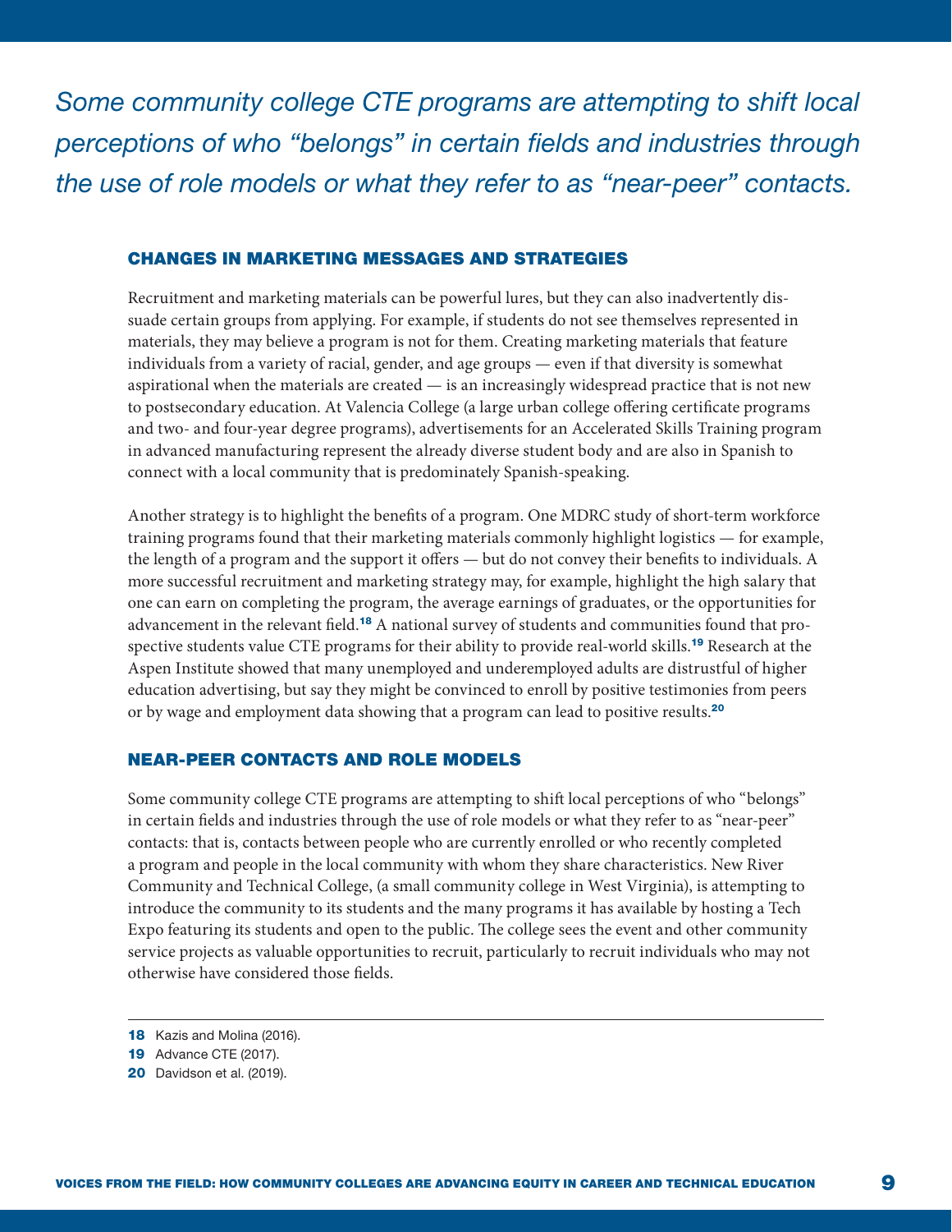*Some community college CTE programs are attempting to shift local perceptions of who "belongs" in certain fields and industries through the use of role models or what they refer to as "near-peer" contacts.*

## CHANGES IN MARKETING MESSAGES AND STRATEGIES

Recruitment and marketing materials can be powerful lures, but they can also inadvertently dissuade certain groups from applying. For example, if students do not see themselves represented in materials, they may believe a program is not for them. Creating marketing materials that feature individuals from a variety of racial, gender, and age groups — even if that diversity is somewhat aspirational when the materials are created — is an increasingly widespread practice that is not new to postsecondary education. At Valencia College (a large urban college offering certificate programs and two- and four-year degree programs), advertisements for an Accelerated Skills Training program in advanced manufacturing represent the already diverse student body and are also in Spanish to connect with a local community that is predominately Spanish-speaking.

Another strategy is to highlight the benefits of a program. One MDRC study of short-term workforce training programs found that their marketing materials commonly highlight logistics — for example, the length of a program and the support it offers — but do not convey their benefits to individuals. A more successful recruitment and marketing strategy may, for example, highlight the high salary that one can earn on completing the program, the average earnings of graduates, or the opportunities for advancement in the relevant field.[18] A national survey of students and communities found that prospective students value CTE programs for their ability to provide real-world skills.[19] Research at the Aspen Institute showed that many unemployed and underemployed adults are distrustful of higher education advertising, but say they might be convinced to enroll by positive testimonies from peers or by wage and employment data showing that a program can lead to positive results.[20]

## NEAR-PEER CONTACTS AND ROLE MODELS

Some community college CTE programs are attempting to shift local perceptions of who "belongs" in certain fields and industries through the use of role models or what they refer to as "near-peer" contacts: that is, contacts between people who are currently enrolled or who recently completed a program and people in the local community with whom they share characteristics. New River Community and Technical College, (a small community college in West Virginia), is attempting to introduce the community to its students and the many programs it has available by hosting a Tech Expo featuring its students and open to the public. The college sees the event and other community service projects as valuable opportunities to recruit, particularly to recruit individuals who may not otherwise have considered those fields.

---

18 Kazis and Molina (2016).

19 Advance CTE (2017).

20 Davidson et al. (2019).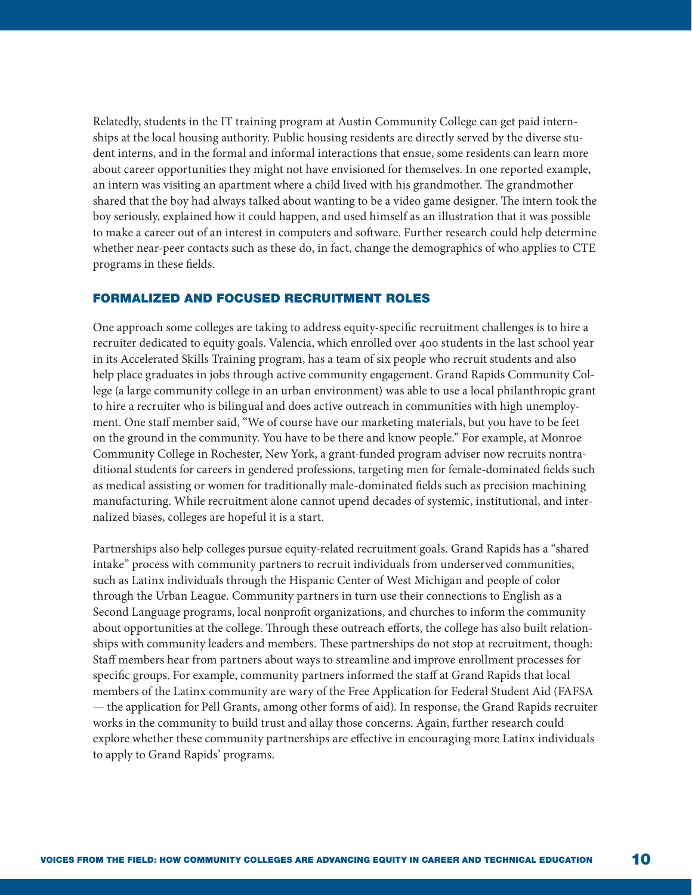Relatedly, students in the IT training program at Austin Community College can get paid internships at the local housing authority. Public housing residents are directly served by the diverse student interns, and in the formal and informal interactions that ensue, some residents can learn more about career opportunities they might not have envisioned for themselves. In one reported example, an intern was visiting an apartment where a child lived with his grandmother. The grandmother shared that the boy had always talked about wanting to be a video game designer. The intern took the boy seriously, explained how it could happen, and used himself as an illustration that it was possible to make a career out of an interest in computers and software. Further research could help determine whether near-peer contacts such as these do, in fact, change the demographics of who applies to CTE programs in these fields.

## FORMALIZED AND FOCUSED RECRUITMENT ROLES

One approach some colleges are taking to address equity-specific recruitment challenges is to hire a recruiter dedicated to equity goals. Valencia, which enrolled over 400 students in the last school year in its Accelerated Skills Training program, has a team of six people who recruit students and also help place graduates in jobs through active community engagement. Grand Rapids Community College (a large community college in an urban environment) was able to use a local philanthropic grant to hire a recruiter who is bilingual and does active outreach in communities with high unemployment. One staff member said, "We of course have our marketing materials, but you have to be feet on the ground in the community. You have to be there and know people." For example, at Monroe Community College in Rochester, New York, a grant-funded program adviser now recruits nontraditional students for careers in gendered professions, targeting men for female-dominated fields such as medical assisting or women for traditionally male-dominated fields such as precision machining manufacturing. While recruitment alone cannot upend decades of systemic, institutional, and internalized biases, colleges are hopeful it is a start.

Partnerships also help colleges pursue equity-related recruitment goals. Grand Rapids has a "shared intake" process with community partners to recruit individuals from underserved communities, such as Latinx individuals through the Hispanic Center of West Michigan and people of color through the Urban League. Community partners in turn use their connections to English as a Second Language programs, local nonprofit organizations, and churches to inform the community about opportunities at the college. Through these outreach efforts, the college has also built relationships with community leaders and members. These partnerships do not stop at recruitment, though: Staff members hear from partners about ways to streamline and improve enrollment processes for specific groups. For example, community partners informed the staff at Grand Rapids that local members of the Latinx community are wary of the Free Application for Federal Student Aid (FAFSA — the application for Pell Grants, among other forms of aid). In response, the Grand Rapids recruiter works in the community to build trust and allay those concerns. Again, further research could explore whether these community partnerships are effective in encouraging more Latinx individuals to apply to Grand Rapids' programs.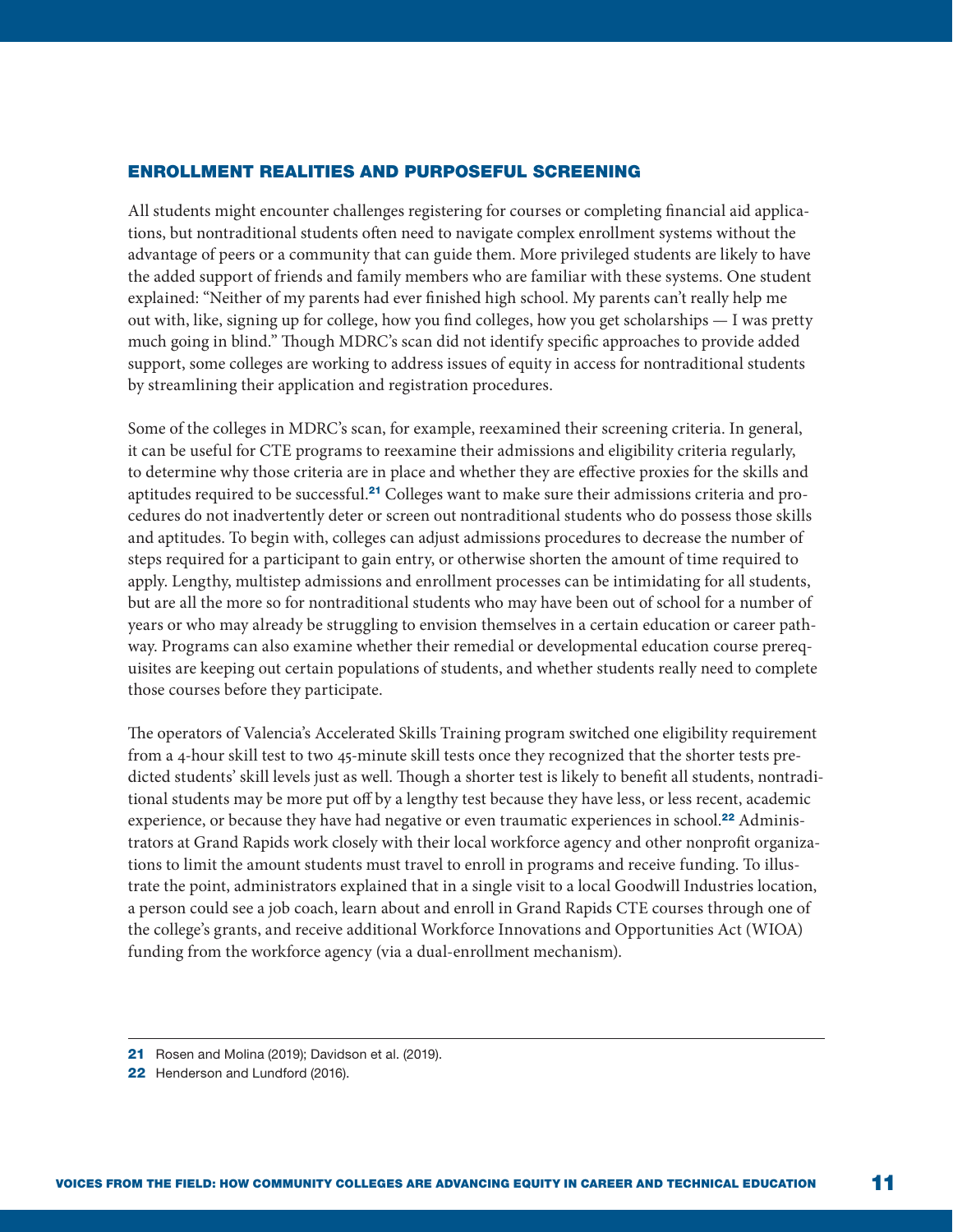## ENROLLMENT REALITIES AND PURPOSEFUL SCREENING

All students might encounter challenges registering for courses or completing financial aid applications, but nontraditional students often need to navigate complex enrollment systems without the advantage of peers or a community that can guide them. More privileged students are likely to have the added support of friends and family members who are familiar with these systems. One student explained: "Neither of my parents had ever finished high school. My parents can't really help me out with, like, signing up for college, how you find colleges, how you get scholarships — I was pretty much going in blind." Though MDRC's scan did not identify specific approaches to provide added support, some colleges are working to address issues of equity in access for nontraditional students by streamlining their application and registration procedures.

Some of the colleges in MDRC's scan, for example, reexamined their screening criteria. In general, it can be useful for CTE programs to reexamine their admissions and eligibility criteria regularly, to determine why those criteria are in place and whether they are effective proxies for the skills and aptitudes required to be successful.[21] Colleges want to make sure their admissions criteria and procedures do not inadvertently deter or screen out nontraditional students who do possess those skills and aptitudes. To begin with, colleges can adjust admissions procedures to decrease the number of steps required for a participant to gain entry, or otherwise shorten the amount of time required to apply. Lengthy, multistep admissions and enrollment processes can be intimidating for all students, but are all the more so for nontraditional students who may have been out of school for a number of years or who may already be struggling to envision themselves in a certain education or career pathway. Programs can also examine whether their remedial or developmental education course prerequisites are keeping out certain populations of students, and whether students really need to complete those courses before they participate.

The operators of Valencia's Accelerated Skills Training program switched one eligibility requirement from a 4-hour skill test to two 45-minute skill tests once they recognized that the shorter tests predicted students' skill levels just as well. Though a shorter test is likely to benefit all students, nontraditional students may be more put off by a lengthy test because they have less, or less recent, academic experience, or because they have had negative or even traumatic experiences in school.[22] Administrators at Grand Rapids work closely with their local workforce agency and other nonprofit organizations to limit the amount students must travel to enroll in programs and receive funding. To illustrate the point, administrators explained that in a single visit to a local Goodwill Industries location, a person could see a job coach, learn about and enroll in Grand Rapids CTE courses through one of the college's grants, and receive additional Workforce Innovations and Opportunities Act (WIOA) funding from the workforce agency (via a dual-enrollment mechanism).

---

21 Rosen and Molina (2019); Davidson et al. (2019).

22 Henderson and Lundford (2016).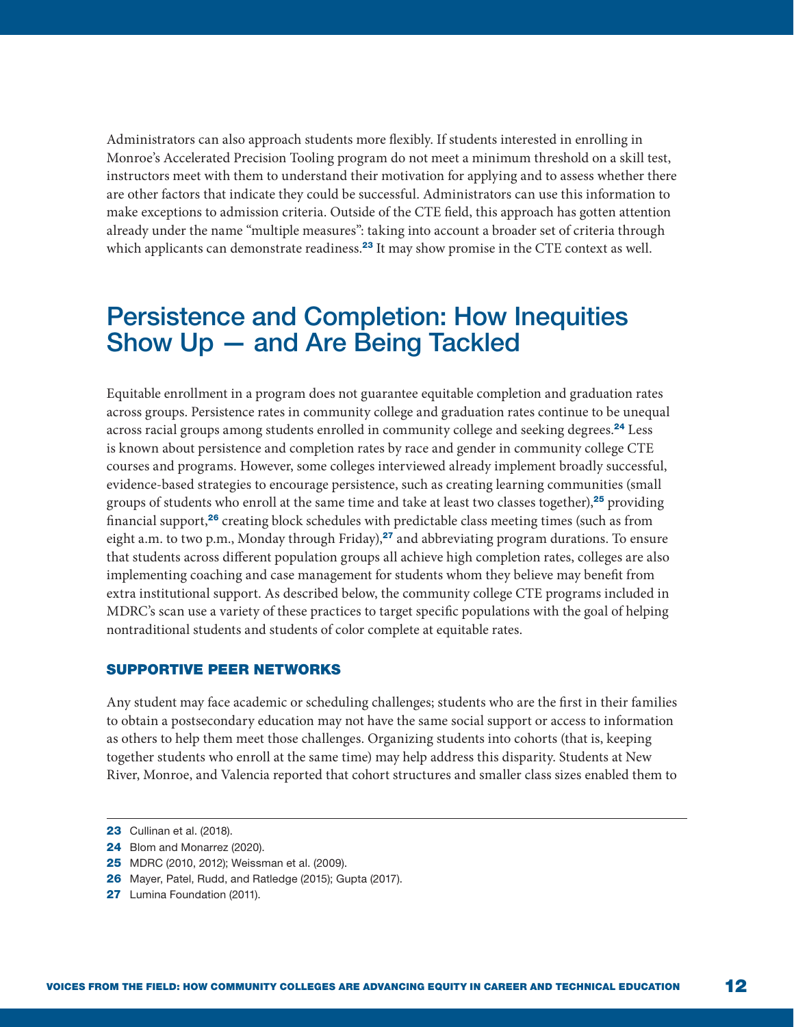Administrators can also approach students more flexibly. If students interested in enrolling in Monroe's Accelerated Precision Tooling program do not meet a minimum threshold on a skill test, instructors meet with them to understand their motivation for applying and to assess whether there are other factors that indicate they could be successful. Administrators can use this information to make exceptions to admission criteria. Outside of the CTE field, this approach has gotten attention already under the name "multiple measures": taking into account a broader set of criteria through which applicants can demonstrate readiness.[23] It may show promise in the CTE context as well.

## Persistence and Completion: How Inequities Show Up — and Are Being Tackled

Equitable enrollment in a program does not guarantee equitable completion and graduation rates across groups. Persistence rates in community college and graduation rates continue to be unequal across racial groups among students enrolled in community college and seeking degrees.[24] Less is known about persistence and completion rates by race and gender in community college CTE courses and programs. However, some colleges interviewed already implement broadly successful, evidence-based strategies to encourage persistence, such as creating learning communities (small groups of students who enroll at the same time and take at least two classes together),[25] providing financial support,[26] creating block schedules with predictable class meeting times (such as from eight a.m. to two p.m., Monday through Friday),[27] and abbreviating program durations. To ensure that students across different population groups all achieve high completion rates, colleges are also implementing coaching and case management for students whom they believe may benefit from extra institutional support. As described below, the community college CTE programs included in MDRC's scan use a variety of these practices to target specific populations with the goal of helping nontraditional students and students of color complete at equitable rates.

### SUPPORTIVE PEER NETWORKS

Any student may face academic or scheduling challenges; students who are the first in their families to obtain a postsecondary education may not have the same social support or access to information as others to help them meet those challenges. Organizing students into cohorts (that is, keeping together students who enroll at the same time) may help address this disparity. Students at New River, Monroe, and Valencia reported that cohort structures and smaller class sizes enabled them to

---

23 Cullinan et al. (2018).

24 Blom and Monarrez (2020).

25 MDRC (2010, 2012); Weissman et al. (2009).

26 Mayer, Patel, Rudd, and Ratledge (2015); Gupta (2017).

27 Lumina Foundation (2011).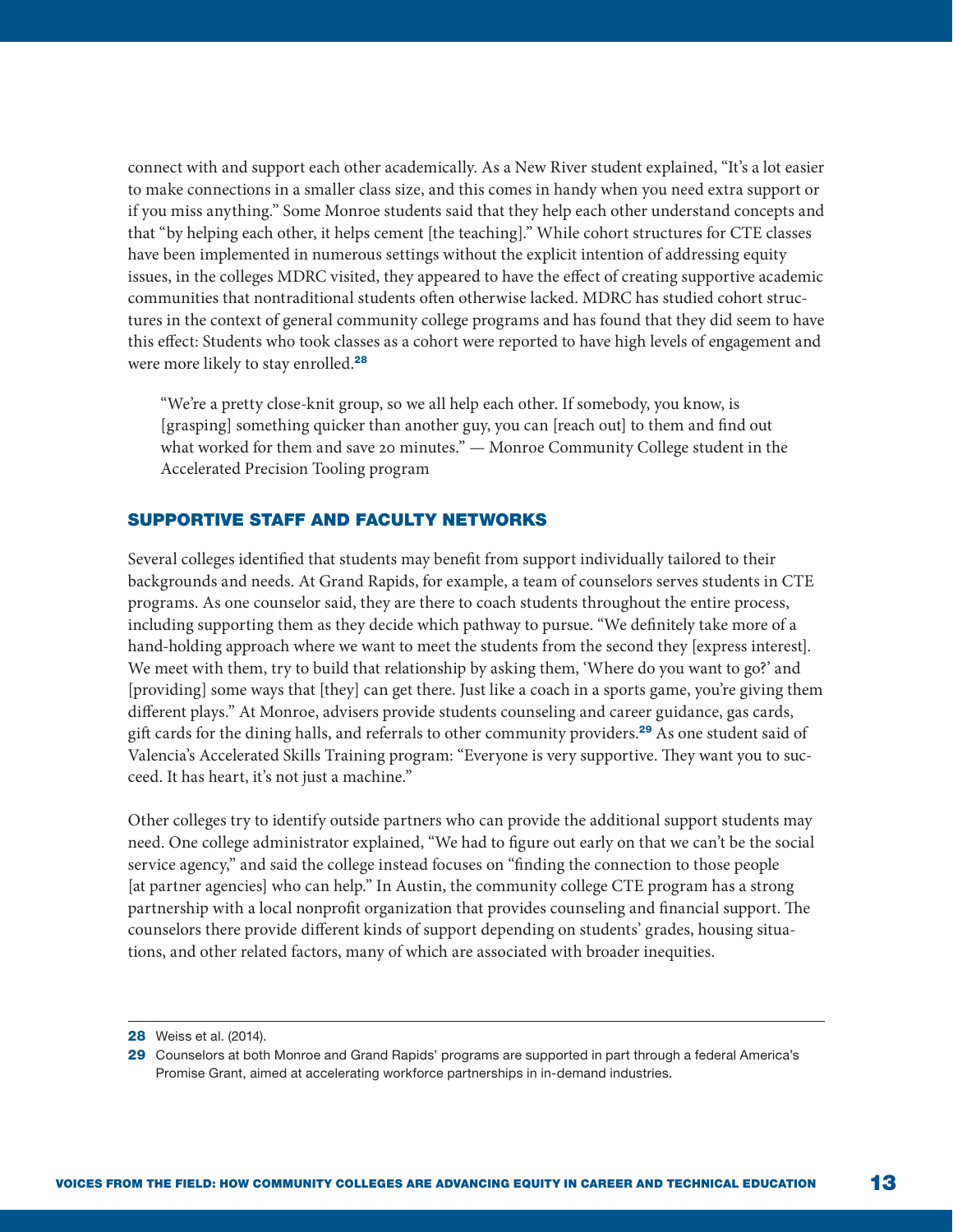connect with and support each other academically. As a New River student explained, "It's a lot easier to make connections in a smaller class size, and this comes in handy when you need extra support or if you miss anything." Some Monroe students said that they help each other understand concepts and that "by helping each other, it helps cement [the teaching]." While cohort structures for CTE classes have been implemented in numerous settings without the explicit intention of addressing equity issues, in the colleges MDRC visited, they appeared to have the effect of creating supportive academic communities that nontraditional students often otherwise lacked. MDRC has studied cohort structures in the context of general community college programs and has found that they did seem to have this effect: Students who took classes as a cohort were reported to have high levels of engagement and were more likely to stay enrolled.[28]

> "We're a pretty close-knit group, so we all help each other. If somebody, you know, is [grasping] something quicker than another guy, you can [reach out] to them and find out what worked for them and save 20 minutes." — Monroe Community College student in the Accelerated Precision Tooling program

## SUPPORTIVE STAFF AND FACULTY NETWORKS

Several colleges identified that students may benefit from support individually tailored to their backgrounds and needs. At Grand Rapids, for example, a team of counselors serves students in CTE programs. As one counselor said, they are there to coach students throughout the entire process, including supporting them as they decide which pathway to pursue. "We definitely take more of a hand-holding approach where we want to meet the students from the second they [express interest]. We meet with them, try to build that relationship by asking them, 'Where do you want to go?' and [providing] some ways that [they] can get there. Just like a coach in a sports game, you're giving them different plays." At Monroe, advisers provide students counseling and career guidance, gas cards, gift cards for the dining halls, and referrals to other community providers.[29] As one student said of Valencia's Accelerated Skills Training program: "Everyone is very supportive. They want you to succeed. It has heart, it's not just a machine."

Other colleges try to identify outside partners who can provide the additional support students may need. One college administrator explained, "We had to figure out early on that we can't be the social service agency," and said the college instead focuses on "finding the connection to those people [at partner agencies] who can help." In Austin, the community college CTE program has a strong partnership with a local nonprofit organization that provides counseling and financial support. The counselors there provide different kinds of support depending on students' grades, housing situations, and other related factors, many of which are associated with broader inequities.

---

**28** Weiss et al. (2014).

**29** Counselors at both Monroe and Grand Rapids' programs are supported in part through a federal America's Promise Grant, aimed at accelerating workforce partnerships in in-demand industries.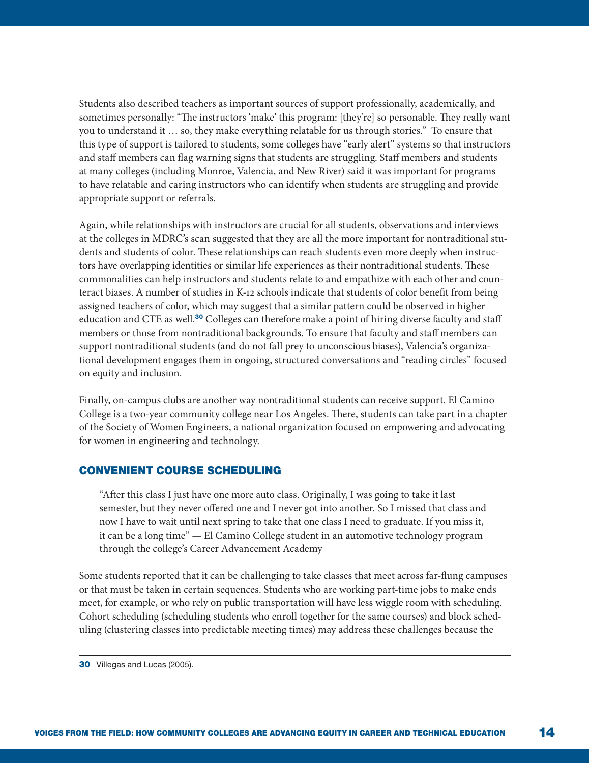Students also described teachers as important sources of support professionally, academically, and sometimes personally: "The instructors 'make' this program: [they're] so personable. They really want you to understand it … so, they make everything relatable for us through stories." To ensure that this type of support is tailored to students, some colleges have "early alert" systems so that instructors and staff members can flag warning signs that students are struggling. Staff members and students at many colleges (including Monroe, Valencia, and New River) said it was important for programs to have relatable and caring instructors who can identify when students are struggling and provide appropriate support or referrals.

Again, while relationships with instructors are crucial for all students, observations and interviews at the colleges in MDRC's scan suggested that they are all the more important for nontraditional students and students of color. These relationships can reach students even more deeply when instructors have overlapping identities or similar life experiences as their nontraditional students. These commonalities can help instructors and students relate to and empathize with each other and counteract biases. A number of studies in K-12 schools indicate that students of color benefit from being assigned teachers of color, which may suggest that a similar pattern could be observed in higher education and CTE as well.[30] Colleges can therefore make a point of hiring diverse faculty and staff members or those from nontraditional backgrounds. To ensure that faculty and staff members can support nontraditional students (and do not fall prey to unconscious biases), Valencia's organizational development engages them in ongoing, structured conversations and "reading circles" focused on equity and inclusion.

Finally, on-campus clubs are another way nontraditional students can receive support. El Camino College is a two-year community college near Los Angeles. There, students can take part in a chapter of the Society of Women Engineers, a national organization focused on empowering and advocating for women in engineering and technology.

## CONVENIENT COURSE SCHEDULING

> "After this class I just have one more auto class. Originally, I was going to take it last semester, but they never offered one and I never got into another. So I missed that class and now I have to wait until next spring to take that one class I need to graduate. If you miss it, it can be a long time" — El Camino College student in an automotive technology program through the college's Career Advancement Academy

Some students reported that it can be challenging to take classes that meet across far-flung campuses or that must be taken in certain sequences. Students who are working part-time jobs to make ends meet, for example, or who rely on public transportation will have less wiggle room with scheduling. Cohort scheduling (scheduling students who enroll together for the same courses) and block scheduling (clustering classes into predictable meeting times) may address these challenges because the

---

**30** Villegas and Lucas (2005).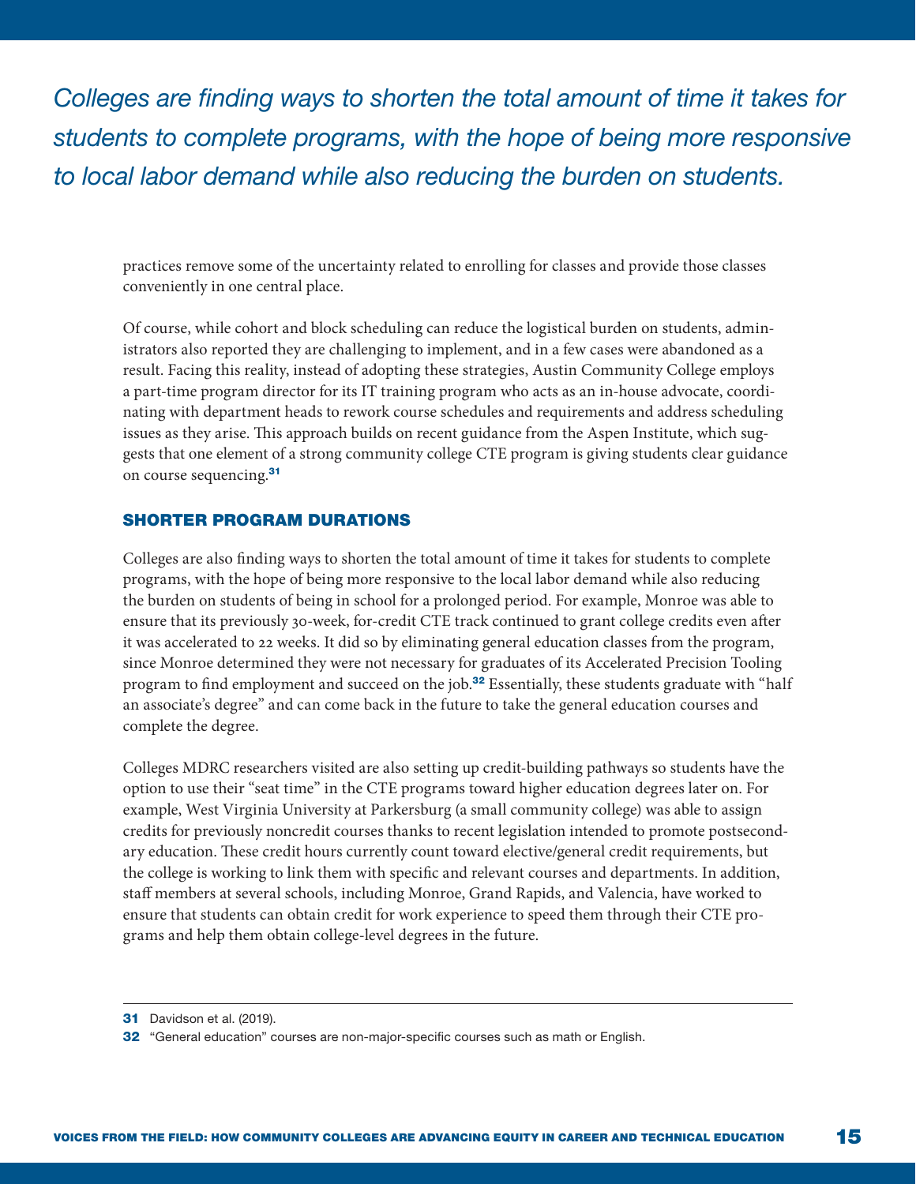*Colleges are finding ways to shorten the total amount of time it takes for students to complete programs, with the hope of being more responsive to local labor demand while also reducing the burden on students.*

practices remove some of the uncertainty related to enrolling for classes and provide those classes conveniently in one central place.

Of course, while cohort and block scheduling can reduce the logistical burden on students, administrators also reported they are challenging to implement, and in a few cases were abandoned as a result. Facing this reality, instead of adopting these strategies, Austin Community College employs a part-time program director for its IT training program who acts as an in-house advocate, coordinating with department heads to rework course schedules and requirements and address scheduling issues as they arise. This approach builds on recent guidance from the Aspen Institute, which suggests that one element of a strong community college CTE program is giving students clear guidance on course sequencing.[31]

## SHORTER PROGRAM DURATIONS

Colleges are also finding ways to shorten the total amount of time it takes for students to complete programs, with the hope of being more responsive to the local labor demand while also reducing the burden on students of being in school for a prolonged period. For example, Monroe was able to ensure that its previously 30-week, for-credit CTE track continued to grant college credits even after it was accelerated to 22 weeks. It did so by eliminating general education classes from the program, since Monroe determined they were not necessary for graduates of its Accelerated Precision Tooling program to find employment and succeed on the job.[32] Essentially, these students graduate with "half an associate's degree" and can come back in the future to take the general education courses and complete the degree.

Colleges MDRC researchers visited are also setting up credit-building pathways so students have the option to use their "seat time" in the CTE programs toward higher education degrees later on. For example, West Virginia University at Parkersburg (a small community college) was able to assign credits for previously noncredit courses thanks to recent legislation intended to promote postsecondary education. These credit hours currently count toward elective/general credit requirements, but the college is working to link them with specific and relevant courses and departments. In addition, staff members at several schools, including Monroe, Grand Rapids, and Valencia, have worked to ensure that students can obtain credit for work experience to speed them through their CTE programs and help them obtain college-level degrees in the future.

---

31 Davidson et al. (2019).

32 "General education" courses are non-major-specific courses such as math or English.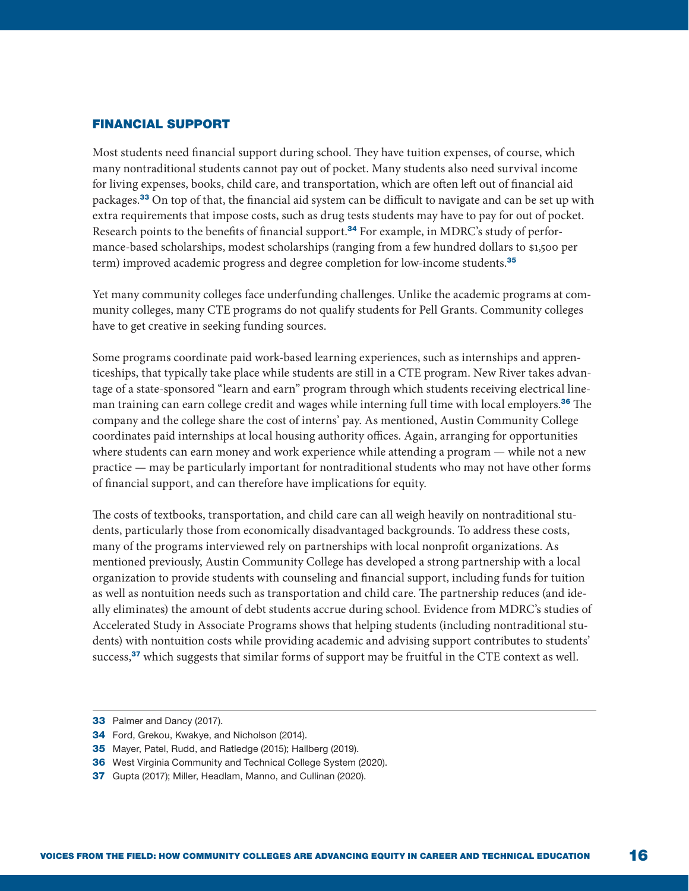## FINANCIAL SUPPORT

Most students need financial support during school. They have tuition expenses, of course, which many nontraditional students cannot pay out of pocket. Many students also need survival income for living expenses, books, child care, and transportation, which are often left out of financial aid packages.[33] On top of that, the financial aid system can be difficult to navigate and can be set up with extra requirements that impose costs, such as drug tests students may have to pay for out of pocket. Research points to the benefits of financial support.[34] For example, in MDRC's study of performance-based scholarships, modest scholarships (ranging from a few hundred dollars to $1,500 per term) improved academic progress and degree completion for low-income students.[35]

Yet many community colleges face underfunding challenges. Unlike the academic programs at community colleges, many CTE programs do not qualify students for Pell Grants. Community colleges have to get creative in seeking funding sources.

Some programs coordinate paid work-based learning experiences, such as internships and apprenticeships, that typically take place while students are still in a CTE program. New River takes advantage of a state-sponsored "learn and earn" program through which students receiving electrical lineman training can earn college credit and wages while interning full time with local employers.[36] The company and the college share the cost of interns' pay. As mentioned, Austin Community College coordinates paid internships at local housing authority offices. Again, arranging for opportunities where students can earn money and work experience while attending a program — while not a new practice — may be particularly important for nontraditional students who may not have other forms of financial support, and can therefore have implications for equity.

The costs of textbooks, transportation, and child care can all weigh heavily on nontraditional students, particularly those from economically disadvantaged backgrounds. To address these costs, many of the programs interviewed rely on partnerships with local nonprofit organizations. As mentioned previously, Austin Community College has developed a strong partnership with a local organization to provide students with counseling and financial support, including funds for tuition as well as nontuition needs such as transportation and child care. The partnership reduces (and ideally eliminates) the amount of debt students accrue during school. Evidence from MDRC's studies of Accelerated Study in Associate Programs shows that helping students (including nontraditional students) with nontuition costs while providing academic and advising support contributes to students' success,[37] which suggests that similar forms of support may be fruitful in the CTE context as well.

---

33 Palmer and Dancy (2017).

34 Ford, Grekou, Kwakye, and Nicholson (2014).

35 Mayer, Patel, Rudd, and Ratledge (2015); Hallberg (2019).

36 West Virginia Community and Technical College System (2020).

37 Gupta (2017); Miller, Headlam, Manno, and Cullinan (2020).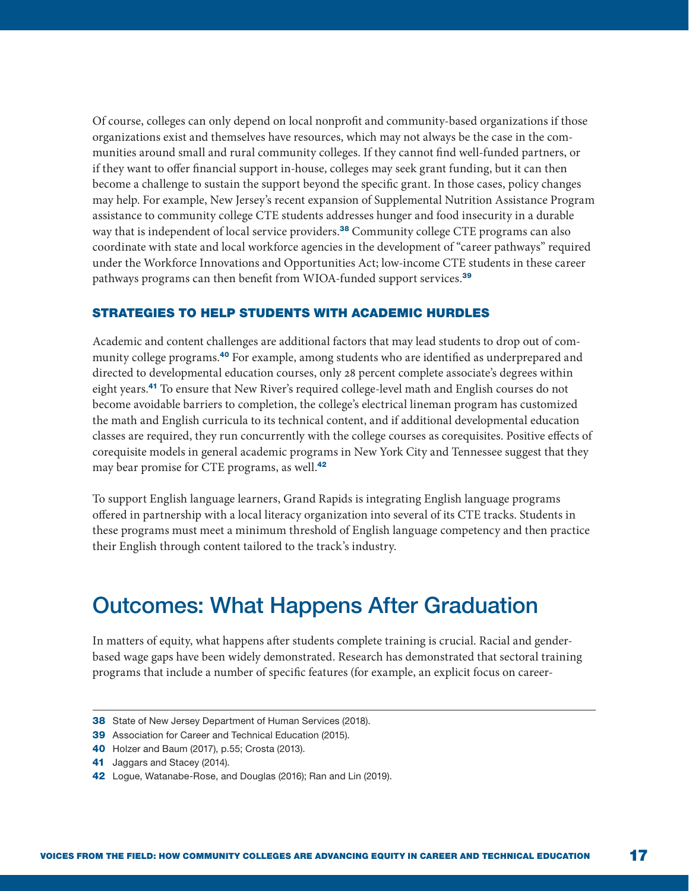Of course, colleges can only depend on local nonprofit and community-based organizations if those organizations exist and themselves have resources, which may not always be the case in the communities around small and rural community colleges. If they cannot find well-funded partners, or if they want to offer financial support in-house, colleges may seek grant funding, but it can then become a challenge to sustain the support beyond the specific grant. In those cases, policy changes may help. For example, New Jersey's recent expansion of Supplemental Nutrition Assistance Program assistance to community college CTE students addresses hunger and food insecurity in a durable way that is independent of local service providers.[38] Community college CTE programs can also coordinate with state and local workforce agencies in the development of "career pathways" required under the Workforce Innovations and Opportunities Act; low-income CTE students in these career pathways programs can then benefit from WIOA-funded support services.[39]

### STRATEGIES TO HELP STUDENTS WITH ACADEMIC HURDLES

Academic and content challenges are additional factors that may lead students to drop out of community college programs.[40] For example, among students who are identified as underprepared and directed to developmental education courses, only 28 percent complete associate's degrees within eight years.[41] To ensure that New River's required college-level math and English courses do not become avoidable barriers to completion, the college's electrical lineman program has customized the math and English curricula to its technical content, and if additional developmental education classes are required, they run concurrently with the college courses as corequisites. Positive effects of corequisite models in general academic programs in New York City and Tennessee suggest that they may bear promise for CTE programs, as well.[42]

To support English language learners, Grand Rapids is integrating English language programs offered in partnership with a local literacy organization into several of its CTE tracks. Students in these programs must meet a minimum threshold of English language competency and then practice their English through content tailored to the track's industry.

## Outcomes: What Happens After Graduation

In matters of equity, what happens after students complete training is crucial. Racial and gender-based wage gaps have been widely demonstrated. Research has demonstrated that sectoral training programs that include a number of specific features (for example, an explicit focus on career-

---

38 State of New Jersey Department of Human Services (2018).

39 Association for Career and Technical Education (2015).

40 Holzer and Baum (2017), p.55; Crosta (2013).

41 Jaggars and Stacey (2014).

42 Logue, Watanabe-Rose, and Douglas (2016); Ran and Lin (2019).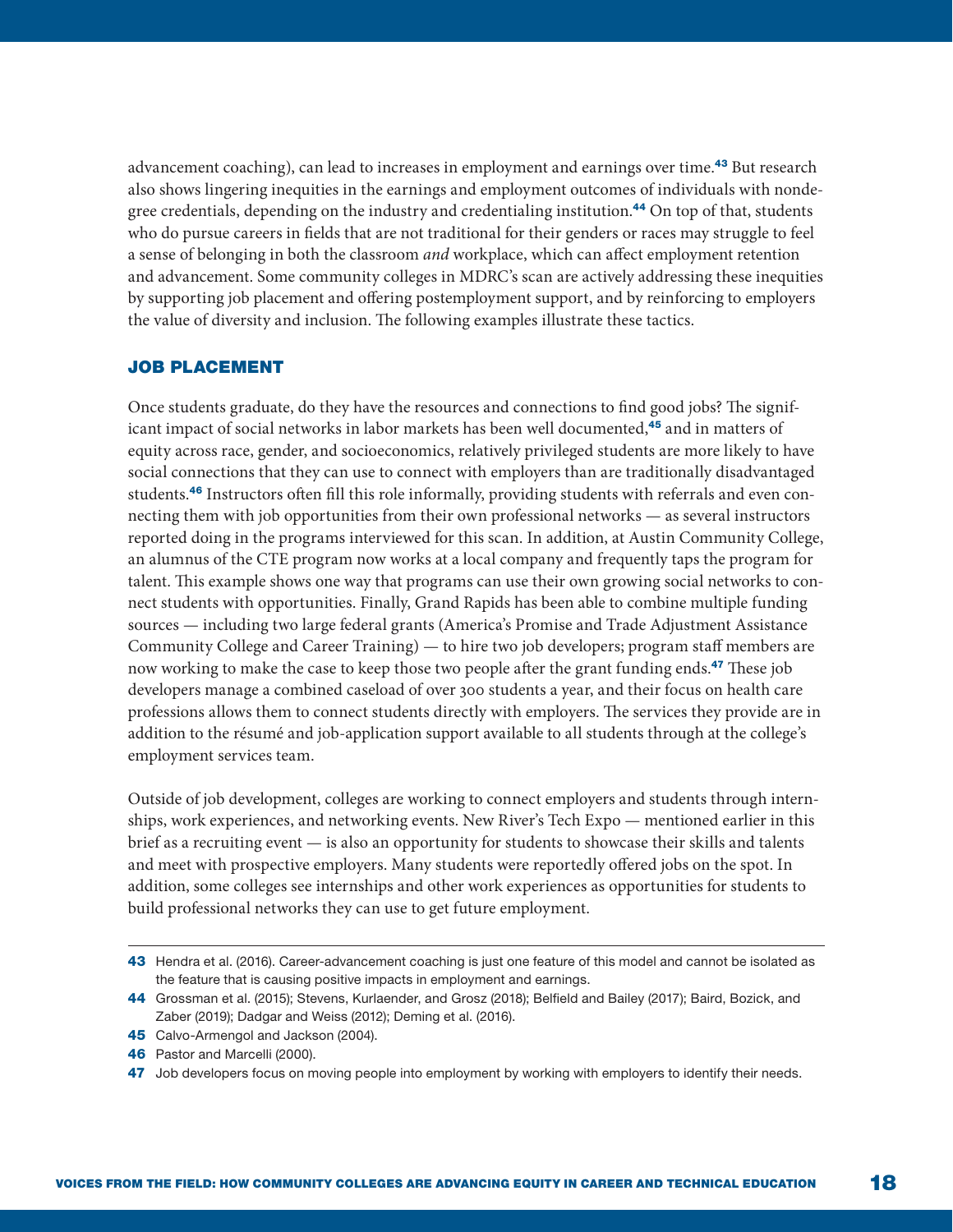advancement coaching), can lead to increases in employment and earnings over time.[43] But research also shows lingering inequities in the earnings and employment outcomes of individuals with nondegree credentials, depending on the industry and credentialing institution.[44] On top of that, students who do pursue careers in fields that are not traditional for their genders or races may struggle to feel a sense of belonging in both the classroom *and* workplace, which can affect employment retention and advancement. Some community colleges in MDRC's scan are actively addressing these inequities by supporting job placement and offering postemployment support, and by reinforcing to employers the value of diversity and inclusion. The following examples illustrate these tactics.

## JOB PLACEMENT

Once students graduate, do they have the resources and connections to find good jobs? The significant impact of social networks in labor markets has been well documented,[45] and in matters of equity across race, gender, and socioeconomics, relatively privileged students are more likely to have social connections that they can use to connect with employers than are traditionally disadvantaged students.[46] Instructors often fill this role informally, providing students with referrals and even connecting them with job opportunities from their own professional networks — as several instructors reported doing in the programs interviewed for this scan. In addition, at Austin Community College, an alumnus of the CTE program now works at a local company and frequently taps the program for talent. This example shows one way that programs can use their own growing social networks to connect students with opportunities. Finally, Grand Rapids has been able to combine multiple funding sources — including two large federal grants (America's Promise and Trade Adjustment Assistance Community College and Career Training) — to hire two job developers; program staff members are now working to make the case to keep those two people after the grant funding ends.[47] These job developers manage a combined caseload of over 300 students a year, and their focus on health care professions allows them to connect students directly with employers. The services they provide are in addition to the résumé and job-application support available to all students through at the college's employment services team.

Outside of job development, colleges are working to connect employers and students through internships, work experiences, and networking events. New River's Tech Expo — mentioned earlier in this brief as a recruiting event — is also an opportunity for students to showcase their skills and talents and meet with prospective employers. Many students were reportedly offered jobs on the spot. In addition, some colleges see internships and other work experiences as opportunities for students to build professional networks they can use to get future employment.

---

43 Hendra et al. (2016). Career-advancement coaching is just one feature of this model and cannot be isolated as the feature that is causing positive impacts in employment and earnings.

44 Grossman et al. (2015); Stevens, Kurlaender, and Grosz (2018); Belfield and Bailey (2017); Baird, Bozick, and Zaber (2019); Dadgar and Weiss (2012); Deming et al. (2016).

45 Calvo-Armengol and Jackson (2004).

46 Pastor and Marcelli (2000).

47 Job developers focus on moving people into employment by working with employers to identify their needs.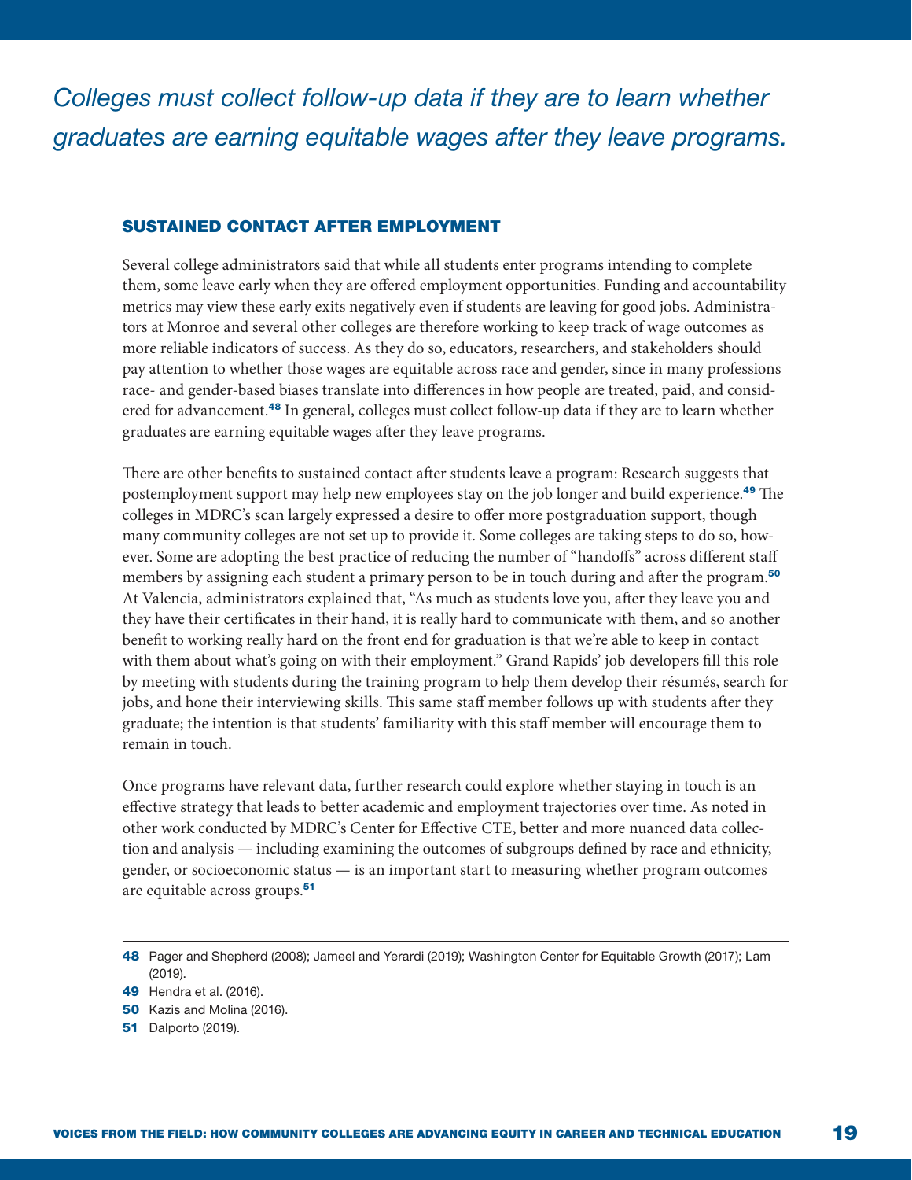*Colleges must collect follow-up data if they are to learn whether graduates are earning equitable wages after they leave programs.*

## SUSTAINED CONTACT AFTER EMPLOYMENT

Several college administrators said that while all students enter programs intending to complete them, some leave early when they are offered employment opportunities. Funding and accountability metrics may view these early exits negatively even if students are leaving for good jobs. Administrators at Monroe and several other colleges are therefore working to keep track of wage outcomes as more reliable indicators of success. As they do so, educators, researchers, and stakeholders should pay attention to whether those wages are equitable across race and gender, since in many professions race- and gender-based biases translate into differences in how people are treated, paid, and considered for advancement.[48] In general, colleges must collect follow-up data if they are to learn whether graduates are earning equitable wages after they leave programs.

There are other benefits to sustained contact after students leave a program: Research suggests that postemployment support may help new employees stay on the job longer and build experience.[49] The colleges in MDRC's scan largely expressed a desire to offer more postgraduation support, though many community colleges are not set up to provide it. Some colleges are taking steps to do so, however. Some are adopting the best practice of reducing the number of "handoffs" across different staff members by assigning each student a primary person to be in touch during and after the program.[50] At Valencia, administrators explained that, "As much as students love you, after they leave you and they have their certificates in their hand, it is really hard to communicate with them, and so another benefit to working really hard on the front end for graduation is that we're able to keep in contact with them about what's going on with their employment." Grand Rapids' job developers fill this role by meeting with students during the training program to help them develop their résumés, search for jobs, and hone their interviewing skills. This same staff member follows up with students after they graduate; the intention is that students' familiarity with this staff member will encourage them to remain in touch.

Once programs have relevant data, further research could explore whether staying in touch is an effective strategy that leads to better academic and employment trajectories over time. As noted in other work conducted by MDRC's Center for Effective CTE, better and more nuanced data collection and analysis — including examining the outcomes of subgroups defined by race and ethnicity, gender, or socioeconomic status — is an important start to measuring whether program outcomes are equitable across groups.[51]

---

**48** Pager and Shepherd (2008); Jameel and Yerardi (2019); Washington Center for Equitable Growth (2017); Lam (2019).

**49** Hendra et al. (2016).

**50** Kazis and Molina (2016).

**51** Dalporto (2019).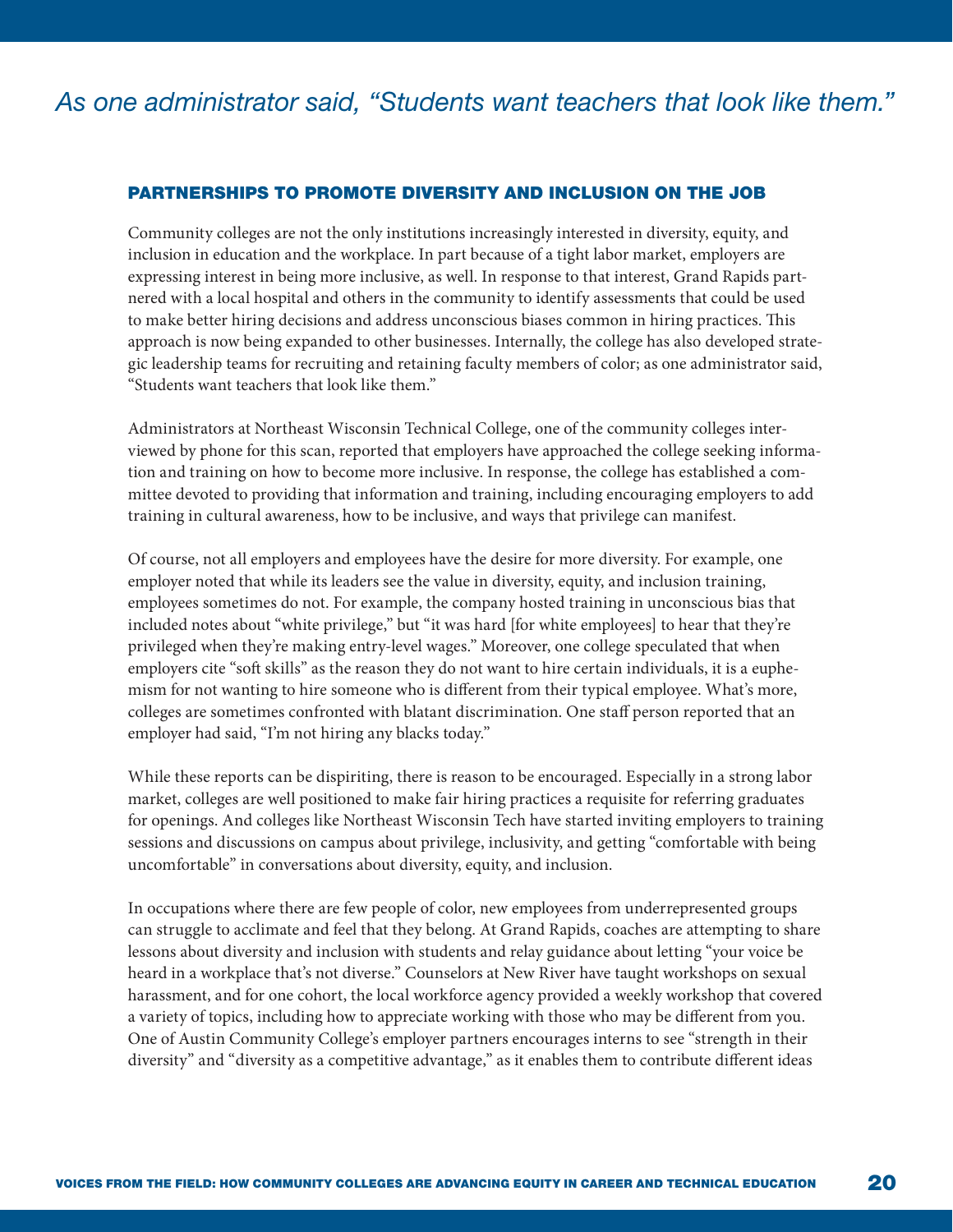*As one administrator said, "Students want teachers that look like them."*

### PARTNERSHIPS TO PROMOTE DIVERSITY AND INCLUSION ON THE JOB

Community colleges are not the only institutions increasingly interested in diversity, equity, and inclusion in education and the workplace. In part because of a tight labor market, employers are expressing interest in being more inclusive, as well. In response to that interest, Grand Rapids partnered with a local hospital and others in the community to identify assessments that could be used to make better hiring decisions and address unconscious biases common in hiring practices. This approach is now being expanded to other businesses. Internally, the college has also developed strategic leadership teams for recruiting and retaining faculty members of color; as one administrator said, "Students want teachers that look like them."

Administrators at Northeast Wisconsin Technical College, one of the community colleges interviewed by phone for this scan, reported that employers have approached the college seeking information and training on how to become more inclusive. In response, the college has established a committee devoted to providing that information and training, including encouraging employers to add training in cultural awareness, how to be inclusive, and ways that privilege can manifest.

Of course, not all employers and employees have the desire for more diversity. For example, one employer noted that while its leaders see the value in diversity, equity, and inclusion training, employees sometimes do not. For example, the company hosted training in unconscious bias that included notes about "white privilege," but "it was hard [for white employees] to hear that they're privileged when they're making entry-level wages." Moreover, one college speculated that when employers cite "soft skills" as the reason they do not want to hire certain individuals, it is a euphemism for not wanting to hire someone who is different from their typical employee. What's more, colleges are sometimes confronted with blatant discrimination. One staff person reported that an employer had said, "I'm not hiring any blacks today."

While these reports can be dispiriting, there is reason to be encouraged. Especially in a strong labor market, colleges are well positioned to make fair hiring practices a requisite for referring graduates for openings. And colleges like Northeast Wisconsin Tech have started inviting employers to training sessions and discussions on campus about privilege, inclusivity, and getting "comfortable with being uncomfortable" in conversations about diversity, equity, and inclusion.

In occupations where there are few people of color, new employees from underrepresented groups can struggle to acclimate and feel that they belong. At Grand Rapids, coaches are attempting to share lessons about diversity and inclusion with students and relay guidance about letting "your voice be heard in a workplace that's not diverse." Counselors at New River have taught workshops on sexual harassment, and for one cohort, the local workforce agency provided a weekly workshop that covered a variety of topics, including how to appreciate working with those who may be different from you. One of Austin Community College's employer partners encourages interns to see "strength in their diversity" and "diversity as a competitive advantage," as it enables them to contribute different ideas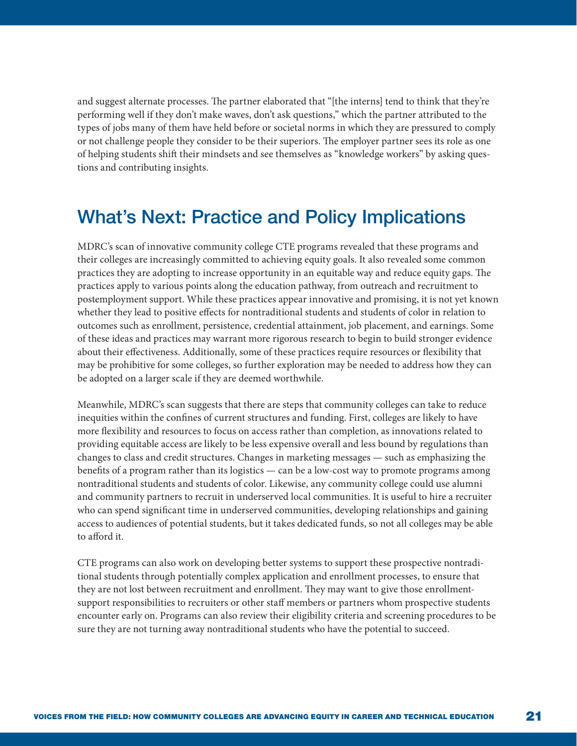and suggest alternate processes. The partner elaborated that "[the interns] tend to think that they're performing well if they don't make waves, don't ask questions," which the partner attributed to the types of jobs many of them have held before or societal norms in which they are pressured to comply or not challenge people they consider to be their superiors. The employer partner sees its role as one of helping students shift their mindsets and see themselves as "knowledge workers" by asking questions and contributing insights.

## What's Next: Practice and Policy Implications

MDRC's scan of innovative community college CTE programs revealed that these programs and their colleges are increasingly committed to achieving equity goals. It also revealed some common practices they are adopting to increase opportunity in an equitable way and reduce equity gaps. The practices apply to various points along the education pathway, from outreach and recruitment to postemployment support. While these practices appear innovative and promising, it is not yet known whether they lead to positive effects for nontraditional students and students of color in relation to outcomes such as enrollment, persistence, credential attainment, job placement, and earnings. Some of these ideas and practices may warrant more rigorous research to begin to build stronger evidence about their effectiveness. Additionally, some of these practices require resources or flexibility that may be prohibitive for some colleges, so further exploration may be needed to address how they can be adopted on a larger scale if they are deemed worthwhile.

Meanwhile, MDRC's scan suggests that there are steps that community colleges can take to reduce inequities within the confines of current structures and funding. First, colleges are likely to have more flexibility and resources to focus on access rather than completion, as innovations related to providing equitable access are likely to be less expensive overall and less bound by regulations than changes to class and credit structures. Changes in marketing messages — such as emphasizing the benefits of a program rather than its logistics — can be a low-cost way to promote programs among nontraditional students and students of color. Likewise, any community college could use alumni and community partners to recruit in underserved local communities. It is useful to hire a recruiter who can spend significant time in underserved communities, developing relationships and gaining access to audiences of potential students, but it takes dedicated funds, so not all colleges may be able to afford it.

CTE programs can also work on developing better systems to support these prospective nontraditional students through potentially complex application and enrollment processes, to ensure that they are not lost between recruitment and enrollment. They may want to give those enrollment-support responsibilities to recruiters or other staff members or partners whom prospective students encounter early on. Programs can also review their eligibility criteria and screening procedures to be sure they are not turning away nontraditional students who have the potential to succeed.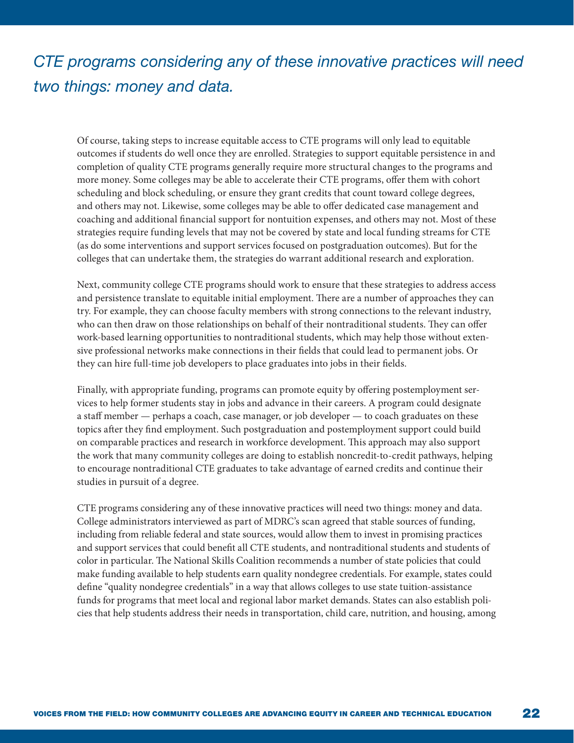*CTE programs considering any of these innovative practices will need two things: money and data.*

Of course, taking steps to increase equitable access to CTE programs will only lead to equitable outcomes if students do well once they are enrolled. Strategies to support equitable persistence in and completion of quality CTE programs generally require more structural changes to the programs and more money. Some colleges may be able to accelerate their CTE programs, offer them with cohort scheduling and block scheduling, or ensure they grant credits that count toward college degrees, and others may not. Likewise, some colleges may be able to offer dedicated case management and coaching and additional financial support for nontuition expenses, and others may not. Most of these strategies require funding levels that may not be covered by state and local funding streams for CTE (as do some interventions and support services focused on postgraduation outcomes). But for the colleges that can undertake them, the strategies do warrant additional research and exploration.

Next, community college CTE programs should work to ensure that these strategies to address access and persistence translate to equitable initial employment. There are a number of approaches they can try. For example, they can choose faculty members with strong connections to the relevant industry, who can then draw on those relationships on behalf of their nontraditional students. They can offer work-based learning opportunities to nontraditional students, which may help those without extensive professional networks make connections in their fields that could lead to permanent jobs. Or they can hire full-time job developers to place graduates into jobs in their fields.

Finally, with appropriate funding, programs can promote equity by offering postemployment services to help former students stay in jobs and advance in their careers. A program could designate a staff member — perhaps a coach, case manager, or job developer — to coach graduates on these topics after they find employment. Such postgraduation and postemployment support could build on comparable practices and research in workforce development. This approach may also support the work that many community colleges are doing to establish noncredit-to-credit pathways, helping to encourage nontraditional CTE graduates to take advantage of earned credits and continue their studies in pursuit of a degree.

CTE programs considering any of these innovative practices will need two things: money and data. College administrators interviewed as part of MDRC's scan agreed that stable sources of funding, including from reliable federal and state sources, would allow them to invest in promising practices and support services that could benefit all CTE students, and nontraditional students and students of color in particular. The National Skills Coalition recommends a number of state policies that could make funding available to help students earn quality nondegree credentials. For example, states could define "quality nondegree credentials" in a way that allows colleges to use state tuition-assistance funds for programs that meet local and regional labor market demands. States can also establish policies that help students address their needs in transportation, child care, nutrition, and housing, among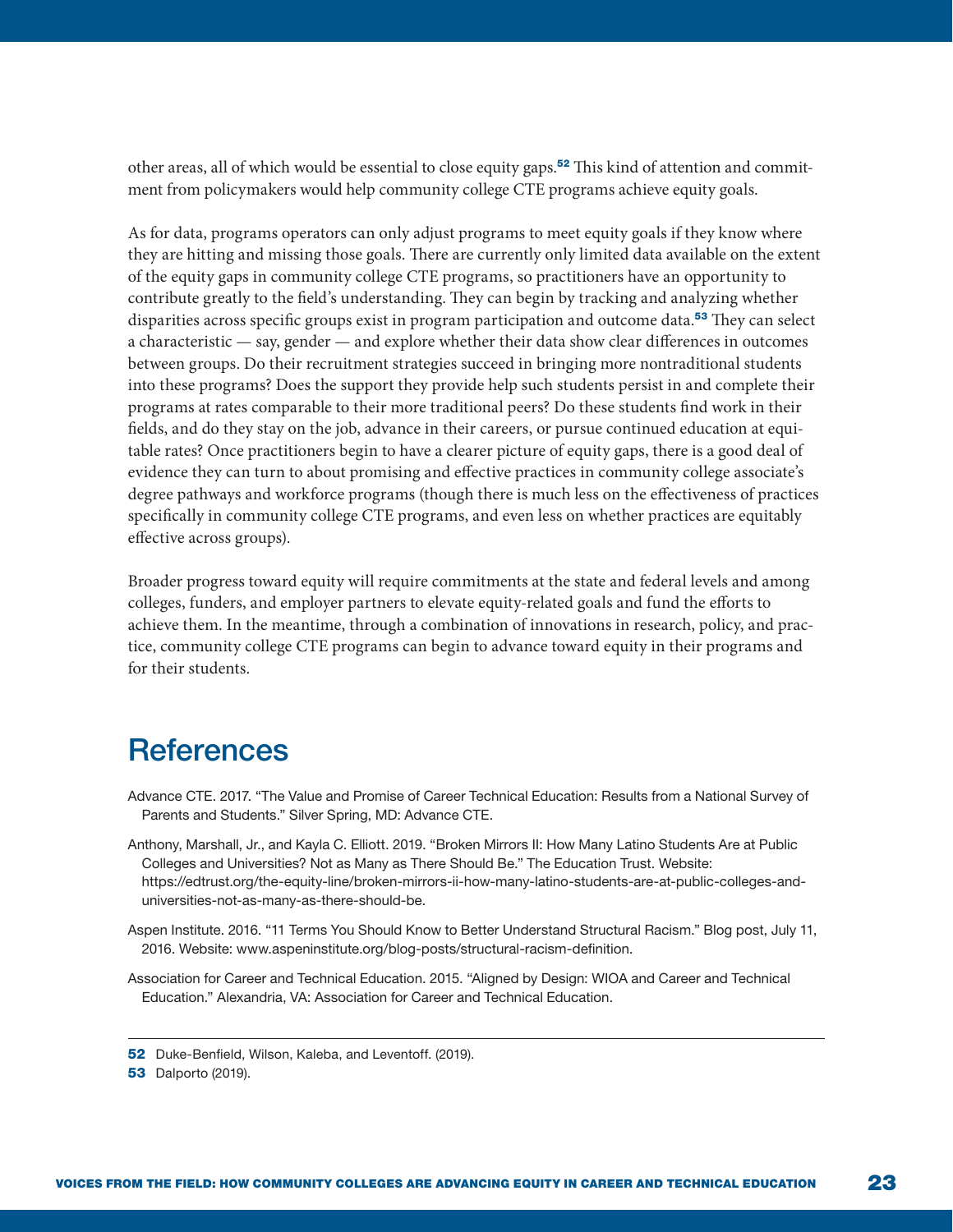other areas, all of which would be essential to close equity gaps.[52] This kind of attention and commitment from policymakers would help community college CTE programs achieve equity goals.

As for data, programs operators can only adjust programs to meet equity goals if they know where they are hitting and missing those goals. There are currently only limited data available on the extent of the equity gaps in community college CTE programs, so practitioners have an opportunity to contribute greatly to the field's understanding. They can begin by tracking and analyzing whether disparities across specific groups exist in program participation and outcome data.[53] They can select a characteristic — say, gender — and explore whether their data show clear differences in outcomes between groups. Do their recruitment strategies succeed in bringing more nontraditional students into these programs? Does the support they provide help such students persist in and complete their programs at rates comparable to their more traditional peers? Do these students find work in their fields, and do they stay on the job, advance in their careers, or pursue continued education at equitable rates? Once practitioners begin to have a clearer picture of equity gaps, there is a good deal of evidence they can turn to about promising and effective practices in community college associate's degree pathways and workforce programs (though there is much less on the effectiveness of practices specifically in community college CTE programs, and even less on whether practices are equitably effective across groups).

Broader progress toward equity will require commitments at the state and federal levels and among colleges, funders, and employer partners to elevate equity-related goals and fund the efforts to achieve them. In the meantime, through a combination of innovations in research, policy, and practice, community college CTE programs can begin to advance toward equity in their programs and for their students.

# References

Advance CTE. 2017. "The Value and Promise of Career Technical Education: Results from a National Survey of Parents and Students." Silver Spring, MD: Advance CTE.

Anthony, Marshall, Jr., and Kayla C. Elliott. 2019. "Broken Mirrors II: How Many Latino Students Are at Public Colleges and Universities? Not as Many as There Should Be." The Education Trust. Website: https://edtrust.org/the-equity-line/broken-mirrors-ii-how-many-latino-students-are-at-public-colleges-and-universities-not-as-many-as-there-should-be.

Aspen Institute. 2016. "11 Terms You Should Know to Better Understand Structural Racism." Blog post, July 11, 2016. Website: www.aspeninstitute.org/blog-posts/structural-racism-definition.

Association for Career and Technical Education. 2015. "Aligned by Design: WIOA and Career and Technical Education." Alexandria, VA: Association for Career and Technical Education.

---

52 Duke-Benfield, Wilson, Kaleba, and Leventoff. (2019).

53 Dalporto (2019).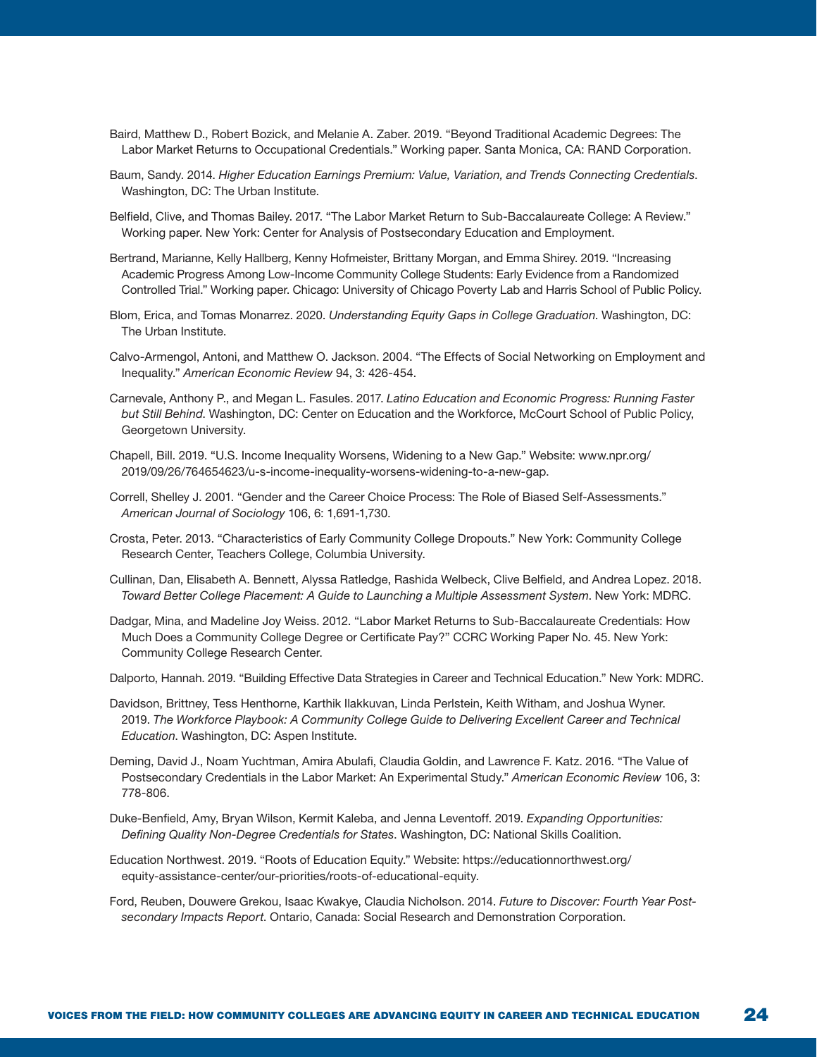Baird, Matthew D., Robert Bozick, and Melanie A. Zaber. 2019. "Beyond Traditional Academic Degrees: The Labor Market Returns to Occupational Credentials." Working paper. Santa Monica, CA: RAND Corporation.

Baum, Sandy. 2014. *Higher Education Earnings Premium: Value, Variation, and Trends Connecting Credentials*. Washington, DC: The Urban Institute.

Belfield, Clive, and Thomas Bailey. 2017. "The Labor Market Return to Sub-Baccalaureate College: A Review." Working paper. New York: Center for Analysis of Postsecondary Education and Employment.

Bertrand, Marianne, Kelly Hallberg, Kenny Hofmeister, Brittany Morgan, and Emma Shirey. 2019. "Increasing Academic Progress Among Low-Income Community College Students: Early Evidence from a Randomized Controlled Trial." Working paper. Chicago: University of Chicago Poverty Lab and Harris School of Public Policy.

Blom, Erica, and Tomas Monarrez. 2020. *Understanding Equity Gaps in College Graduation*. Washington, DC: The Urban Institute.

Calvo-Armengol, Antoni, and Matthew O. Jackson. 2004. "The Effects of Social Networking on Employment and Inequality." *American Economic Review* 94, 3: 426-454.

Carnevale, Anthony P., and Megan L. Fasules. 2017. *Latino Education and Economic Progress: Running Faster but Still Behind*. Washington, DC: Center on Education and the Workforce, McCourt School of Public Policy, Georgetown University.

Chapell, Bill. 2019. "U.S. Income Inequality Worsens, Widening to a New Gap." Website: www.npr.org/2019/09/26/764654623/u-s-income-inequality-worsens-widening-to-a-new-gap.

Correll, Shelley J. 2001. "Gender and the Career Choice Process: The Role of Biased Self-Assessments." *American Journal of Sociology* 106, 6: 1,691-1,730.

Crosta, Peter. 2013. "Characteristics of Early Community College Dropouts." New York: Community College Research Center, Teachers College, Columbia University.

Cullinan, Dan, Elisabeth A. Bennett, Alyssa Ratledge, Rashida Welbeck, Clive Belfield, and Andrea Lopez. 2018. *Toward Better College Placement: A Guide to Launching a Multiple Assessment System*. New York: MDRC.

Dadgar, Mina, and Madeline Joy Weiss. 2012. "Labor Market Returns to Sub-Baccalaureate Credentials: How Much Does a Community College Degree or Certificate Pay?" CCRC Working Paper No. 45. New York: Community College Research Center.

Dalporto, Hannah. 2019. "Building Effective Data Strategies in Career and Technical Education." New York: MDRC.

Davidson, Brittney, Tess Henthorne, Karthik Ilakkuvan, Linda Perlstein, Keith Witham, and Joshua Wyner. 2019. *The Workforce Playbook: A Community College Guide to Delivering Excellent Career and Technical Education*. Washington, DC: Aspen Institute.

Deming, David J., Noam Yuchtman, Amira Abulafi, Claudia Goldin, and Lawrence F. Katz. 2016. "The Value of Postsecondary Credentials in the Labor Market: An Experimental Study." *American Economic Review* 106, 3: 778-806.

Duke-Benfield, Amy, Bryan Wilson, Kermit Kaleba, and Jenna Leventoff. 2019. *Expanding Opportunities: Defining Quality Non-Degree Credentials for States*. Washington, DC: National Skills Coalition.

Education Northwest. 2019. "Roots of Education Equity." Website: https://educationnorthwest.org/equity-assistance-center/our-priorities/roots-of-educational-equity.

Ford, Reuben, Douwere Grekou, Isaac Kwakye, Claudia Nicholson. 2014. *Future to Discover: Fourth Year Post-secondary Impacts Report*. Ontario, Canada: Social Research and Demonstration Corporation.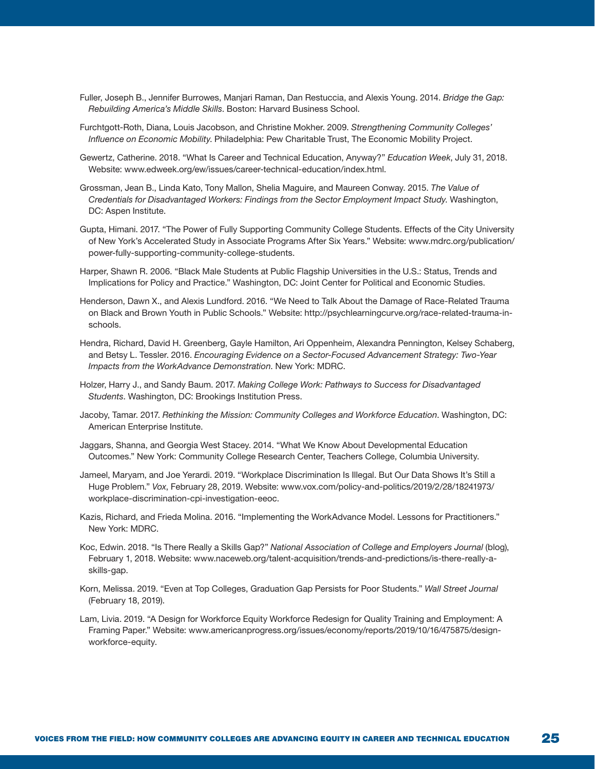Fuller, Joseph B., Jennifer Burrowes, Manjari Raman, Dan Restuccia, and Alexis Young. 2014. *Bridge the Gap: Rebuilding America's Middle Skills*. Boston: Harvard Business School.

Furchtgott-Roth, Diana, Louis Jacobson, and Christine Mokher. 2009. *Strengthening Community Colleges' Influence on Economic Mobility*. Philadelphia: Pew Charitable Trust, The Economic Mobility Project.

Gewertz, Catherine. 2018. "What Is Career and Technical Education, Anyway?" *Education Week*, July 31, 2018. Website: www.edweek.org/ew/issues/career-technical-education/index.html.

Grossman, Jean B., Linda Kato, Tony Mallon, Shelia Maguire, and Maureen Conway. 2015. *The Value of Credentials for Disadvantaged Workers: Findings from the Sector Employment Impact Study*. Washington, DC: Aspen Institute.

Gupta, Himani. 2017. "The Power of Fully Supporting Community College Students. Effects of the City University of New York's Accelerated Study in Associate Programs After Six Years." Website: www.mdrc.org/publication/power-fully-supporting-community-college-students.

Harper, Shawn R. 2006. "Black Male Students at Public Flagship Universities in the U.S.: Status, Trends and Implications for Policy and Practice." Washington, DC: Joint Center for Political and Economic Studies.

Henderson, Dawn X., and Alexis Lundford. 2016. "We Need to Talk About the Damage of Race-Related Trauma on Black and Brown Youth in Public Schools." Website: http://psychlearningcurve.org/race-related-trauma-in-schools.

Hendra, Richard, David H. Greenberg, Gayle Hamilton, Ari Oppenheim, Alexandra Pennington, Kelsey Schaberg, and Betsy L. Tessler. 2016. *Encouraging Evidence on a Sector-Focused Advancement Strategy: Two-Year Impacts from the WorkAdvance Demonstration*. New York: MDRC.

Holzer, Harry J., and Sandy Baum. 2017. *Making College Work: Pathways to Success for Disadvantaged Students*. Washington, DC: Brookings Institution Press.

Jacoby, Tamar. 2017. *Rethinking the Mission: Community Colleges and Workforce Education*. Washington, DC: American Enterprise Institute.

Jaggars, Shanna, and Georgia West Stacey. 2014. "What We Know About Developmental Education Outcomes." New York: Community College Research Center, Teachers College, Columbia University.

Jameel, Maryam, and Joe Yerardi. 2019. "Workplace Discrimination Is Illegal. But Our Data Shows It's Still a Huge Problem." *Vox*, February 28, 2019. Website: www.vox.com/policy-and-politics/2019/2/28/18241973/workplace-discrimination-cpi-investigation-eeoc.

Kazis, Richard, and Frieda Molina. 2016. "Implementing the WorkAdvance Model. Lessons for Practitioners." New York: MDRC.

Koc, Edwin. 2018. "Is There Really a Skills Gap?" *National Association of College and Employers Journal* (blog), February 1, 2018. Website: www.naceweb.org/talent-acquisition/trends-and-predictions/is-there-really-a-skills-gap.

Korn, Melissa. 2019. "Even at Top Colleges, Graduation Gap Persists for Poor Students." *Wall Street Journal* (February 18, 2019).

Lam, Livia. 2019. "A Design for Workforce Equity Workforce Redesign for Quality Training and Employment: A Framing Paper." Website: www.americanprogress.org/issues/economy/reports/2019/10/16/475875/design-workforce-equity.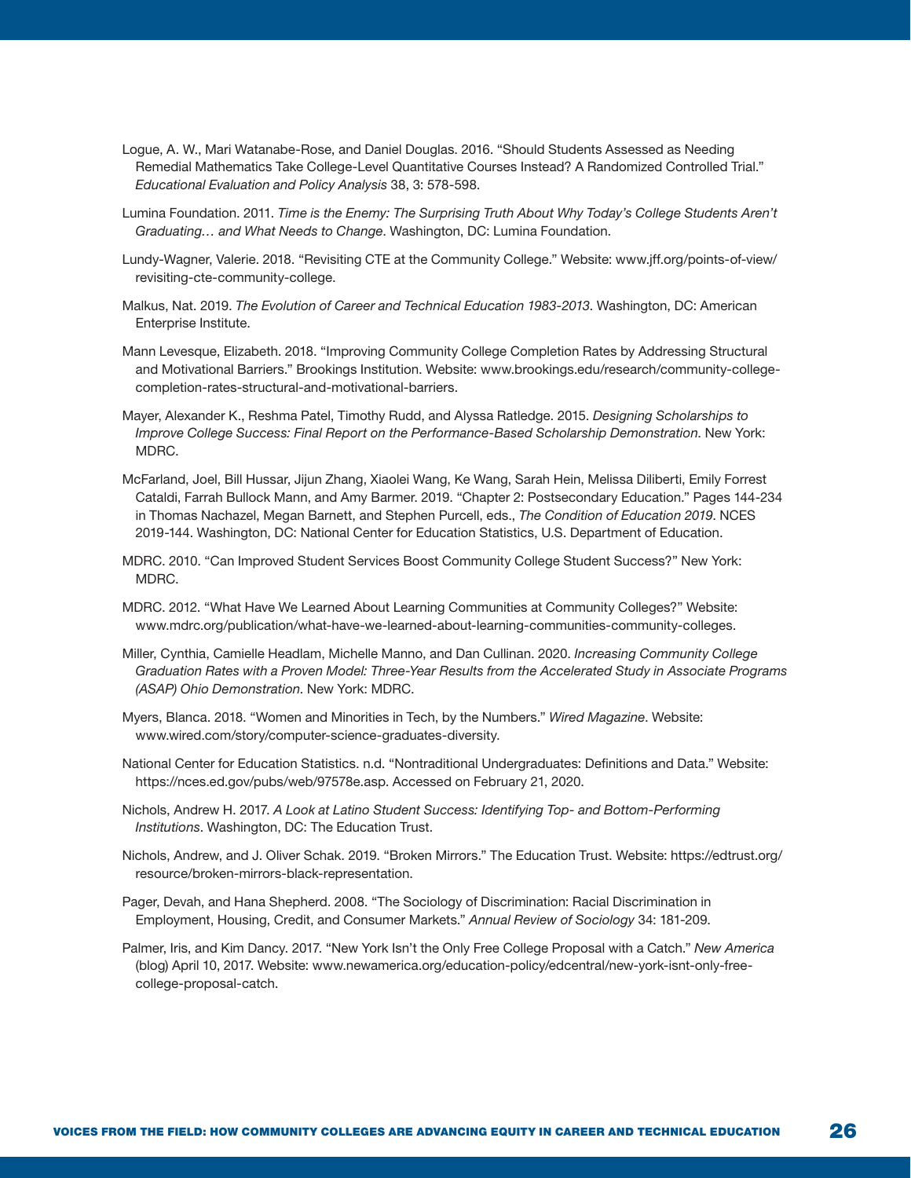Logue, A. W., Mari Watanabe-Rose, and Daniel Douglas. 2016. "Should Students Assessed as Needing Remedial Mathematics Take College-Level Quantitative Courses Instead? A Randomized Controlled Trial." *Educational Evaluation and Policy Analysis* 38, 3: 578-598.

Lumina Foundation. 2011. *Time is the Enemy: The Surprising Truth About Why Today's College Students Aren't Graduating… and What Needs to Change*. Washington, DC: Lumina Foundation.

Lundy-Wagner, Valerie. 2018. "Revisiting CTE at the Community College." Website: www.jff.org/points-of-view/revisiting-cte-community-college.

Malkus, Nat. 2019. *The Evolution of Career and Technical Education 1983-2013*. Washington, DC: American Enterprise Institute.

Mann Levesque, Elizabeth. 2018. "Improving Community College Completion Rates by Addressing Structural and Motivational Barriers." Brookings Institution. Website: www.brookings.edu/research/community-college-completion-rates-structural-and-motivational-barriers.

Mayer, Alexander K., Reshma Patel, Timothy Rudd, and Alyssa Ratledge. 2015. *Designing Scholarships to Improve College Success: Final Report on the Performance-Based Scholarship Demonstration*. New York: MDRC.

McFarland, Joel, Bill Hussar, Jijun Zhang, Xiaolei Wang, Ke Wang, Sarah Hein, Melissa Diliberti, Emily Forrest Cataldi, Farrah Bullock Mann, and Amy Barmer. 2019. "Chapter 2: Postsecondary Education." Pages 144-234 in Thomas Nachazel, Megan Barnett, and Stephen Purcell, eds., *The Condition of Education 2019*. NCES 2019-144. Washington, DC: National Center for Education Statistics, U.S. Department of Education.

MDRC. 2010. "Can Improved Student Services Boost Community College Student Success?" New York: MDRC.

MDRC. 2012. "What Have We Learned About Learning Communities at Community Colleges?" Website: www.mdrc.org/publication/what-have-we-learned-about-learning-communities-community-colleges.

Miller, Cynthia, Camielle Headlam, Michelle Manno, and Dan Cullinan. 2020. *Increasing Community College Graduation Rates with a Proven Model: Three-Year Results from the Accelerated Study in Associate Programs (ASAP) Ohio Demonstration*. New York: MDRC.

Myers, Blanca. 2018. "Women and Minorities in Tech, by the Numbers." *Wired Magazine*. Website: www.wired.com/story/computer-science-graduates-diversity.

National Center for Education Statistics. n.d. "Nontraditional Undergraduates: Definitions and Data." Website: https://nces.ed.gov/pubs/web/97578e.asp. Accessed on February 21, 2020.

Nichols, Andrew H. 2017. *A Look at Latino Student Success: Identifying Top- and Bottom-Performing Institutions*. Washington, DC: The Education Trust.

Nichols, Andrew, and J. Oliver Schak. 2019. "Broken Mirrors." The Education Trust. Website: https://edtrust.org/resource/broken-mirrors-black-representation.

Pager, Devah, and Hana Shepherd. 2008. "The Sociology of Discrimination: Racial Discrimination in Employment, Housing, Credit, and Consumer Markets." *Annual Review of Sociology* 34: 181-209.

Palmer, Iris, and Kim Dancy. 2017. "New York Isn't the Only Free College Proposal with a Catch." *New America* (blog) April 10, 2017. Website: www.newamerica.org/education-policy/edcentral/new-york-isnt-only-free-college-proposal-catch.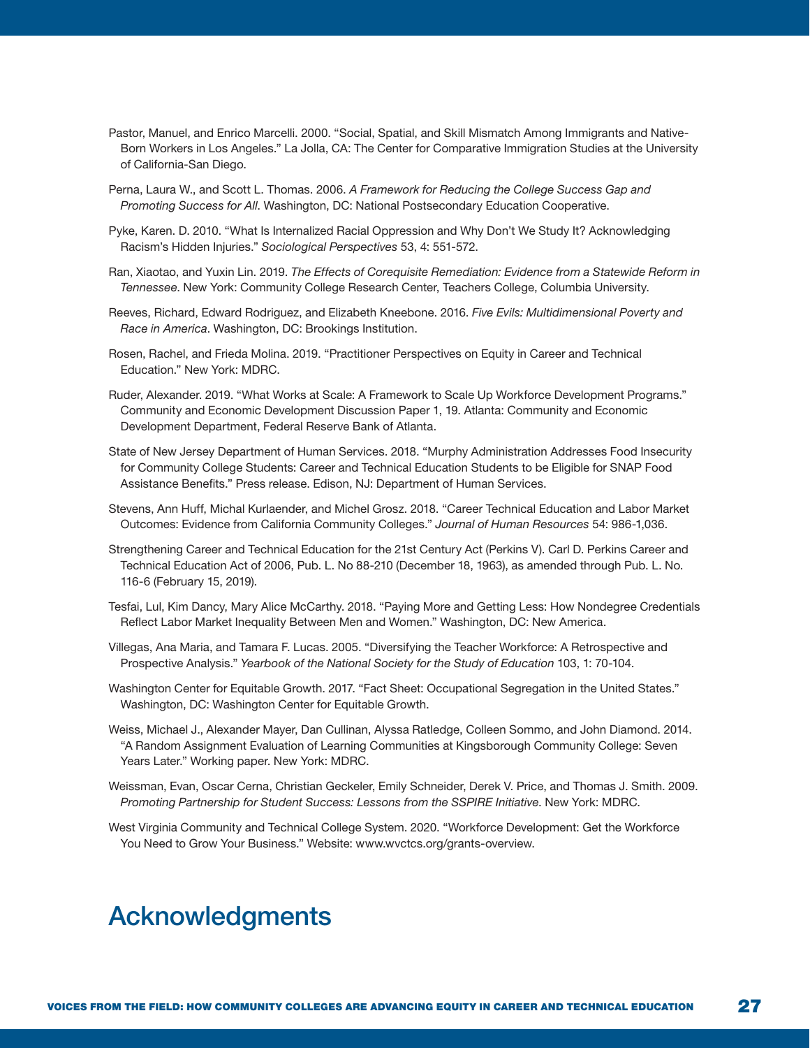Pastor, Manuel, and Enrico Marcelli. 2000. "Social, Spatial, and Skill Mismatch Among Immigrants and Native-Born Workers in Los Angeles." La Jolla, CA: The Center for Comparative Immigration Studies at the University of California-San Diego.

Perna, Laura W., and Scott L. Thomas. 2006. *A Framework for Reducing the College Success Gap and Promoting Success for All*. Washington, DC: National Postsecondary Education Cooperative.

Pyke, Karen. D. 2010. "What Is Internalized Racial Oppression and Why Don't We Study It? Acknowledging Racism's Hidden Injuries." *Sociological Perspectives* 53, 4: 551-572.

Ran, Xiaotao, and Yuxin Lin. 2019. *The Effects of Corequisite Remediation: Evidence from a Statewide Reform in Tennessee*. New York: Community College Research Center, Teachers College, Columbia University.

Reeves, Richard, Edward Rodriguez, and Elizabeth Kneebone. 2016. *Five Evils: Multidimensional Poverty and Race in America*. Washington, DC: Brookings Institution.

Rosen, Rachel, and Frieda Molina. 2019. "Practitioner Perspectives on Equity in Career and Technical Education." New York: MDRC.

Ruder, Alexander. 2019. "What Works at Scale: A Framework to Scale Up Workforce Development Programs." Community and Economic Development Discussion Paper 1, 19. Atlanta: Community and Economic Development Department, Federal Reserve Bank of Atlanta.

State of New Jersey Department of Human Services. 2018. "Murphy Administration Addresses Food Insecurity for Community College Students: Career and Technical Education Students to be Eligible for SNAP Food Assistance Benefits." Press release. Edison, NJ: Department of Human Services.

Stevens, Ann Huff, Michal Kurlaender, and Michel Grosz. 2018. "Career Technical Education and Labor Market Outcomes: Evidence from California Community Colleges." *Journal of Human Resources* 54: 986-1,036.

Strengthening Career and Technical Education for the 21st Century Act (Perkins V). Carl D. Perkins Career and Technical Education Act of 2006, Pub. L. No 88-210 (December 18, 1963), as amended through Pub. L. No. 116-6 (February 15, 2019).

Tesfai, Lul, Kim Dancy, Mary Alice McCarthy. 2018. "Paying More and Getting Less: How Nondegree Credentials Reflect Labor Market Inequality Between Men and Women." Washington, DC: New America.

Villegas, Ana Maria, and Tamara F. Lucas. 2005. "Diversifying the Teacher Workforce: A Retrospective and Prospective Analysis." *Yearbook of the National Society for the Study of Education* 103, 1: 70-104.

Washington Center for Equitable Growth. 2017. "Fact Sheet: Occupational Segregation in the United States." Washington, DC: Washington Center for Equitable Growth.

Weiss, Michael J., Alexander Mayer, Dan Cullinan, Alyssa Ratledge, Colleen Sommo, and John Diamond. 2014. "A Random Assignment Evaluation of Learning Communities at Kingsborough Community College: Seven Years Later." Working paper. New York: MDRC.

Weissman, Evan, Oscar Cerna, Christian Geckeler, Emily Schneider, Derek V. Price, and Thomas J. Smith. 2009. *Promoting Partnership for Student Success: Lessons from the SSPIRE Initiative*. New York: MDRC.

West Virginia Community and Technical College System. 2020. "Workforce Development: Get the Workforce You Need to Grow Your Business." Website: www.wvctcs.org/grants-overview.

# Acknowledgments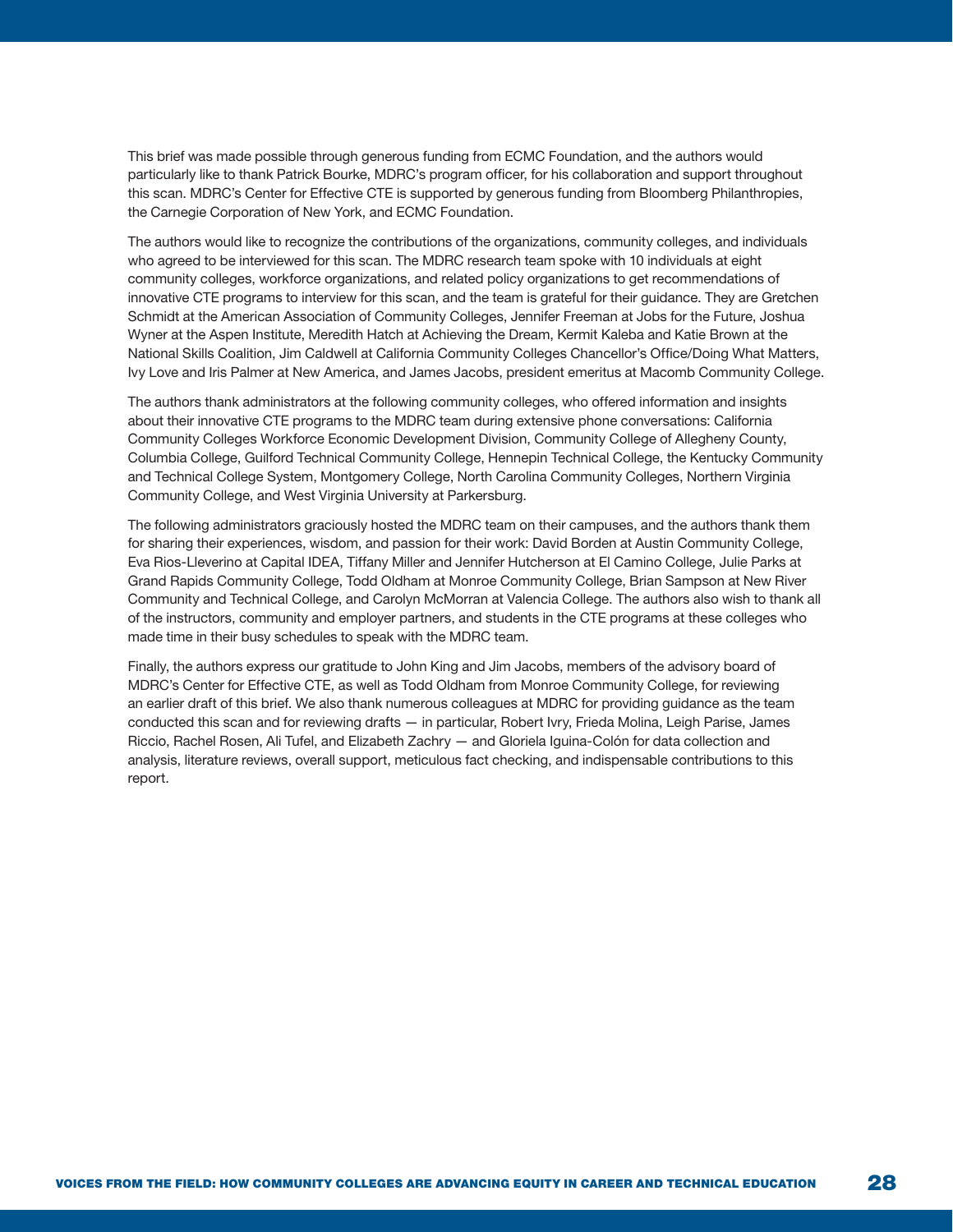This brief was made possible through generous funding from ECMC Foundation, and the authors would particularly like to thank Patrick Bourke, MDRC's program officer, for his collaboration and support throughout this scan. MDRC's Center for Effective CTE is supported by generous funding from Bloomberg Philanthropies, the Carnegie Corporation of New York, and ECMC Foundation.

The authors would like to recognize the contributions of the organizations, community colleges, and individuals who agreed to be interviewed for this scan. The MDRC research team spoke with 10 individuals at eight community colleges, workforce organizations, and related policy organizations to get recommendations of innovative CTE programs to interview for this scan, and the team is grateful for their guidance. They are Gretchen Schmidt at the American Association of Community Colleges, Jennifer Freeman at Jobs for the Future, Joshua Wyner at the Aspen Institute, Meredith Hatch at Achieving the Dream, Kermit Kaleba and Katie Brown at the National Skills Coalition, Jim Caldwell at California Community Colleges Chancellor's Office/Doing What Matters, Ivy Love and Iris Palmer at New America, and James Jacobs, president emeritus at Macomb Community College.

The authors thank administrators at the following community colleges, who offered information and insights about their innovative CTE programs to the MDRC team during extensive phone conversations: California Community Colleges Workforce Economic Development Division, Community College of Allegheny County, Columbia College, Guilford Technical Community College, Hennepin Technical College, the Kentucky Community and Technical College System, Montgomery College, North Carolina Community Colleges, Northern Virginia Community College, and West Virginia University at Parkersburg.

The following administrators graciously hosted the MDRC team on their campuses, and the authors thank them for sharing their experiences, wisdom, and passion for their work: David Borden at Austin Community College, Eva Rios-Lleverino at Capital IDEA, Tiffany Miller and Jennifer Hutcherson at El Camino College, Julie Parks at Grand Rapids Community College, Todd Oldham at Monroe Community College, Brian Sampson at New River Community and Technical College, and Carolyn McMorran at Valencia College. The authors also wish to thank all of the instructors, community and employer partners, and students in the CTE programs at these colleges who made time in their busy schedules to speak with the MDRC team.

Finally, the authors express our gratitude to John King and Jim Jacobs, members of the advisory board of MDRC's Center for Effective CTE, as well as Todd Oldham from Monroe Community College, for reviewing an earlier draft of this brief. We also thank numerous colleagues at MDRC for providing guidance as the team conducted this scan and for reviewing drafts — in particular, Robert Ivry, Frieda Molina, Leigh Parise, James Riccio, Rachel Rosen, Ali Tufel, and Elizabeth Zachry — and Gloriela Iguina-Colón for data collection and analysis, literature reviews, overall support, meticulous fact checking, and indispensable contributions to this report.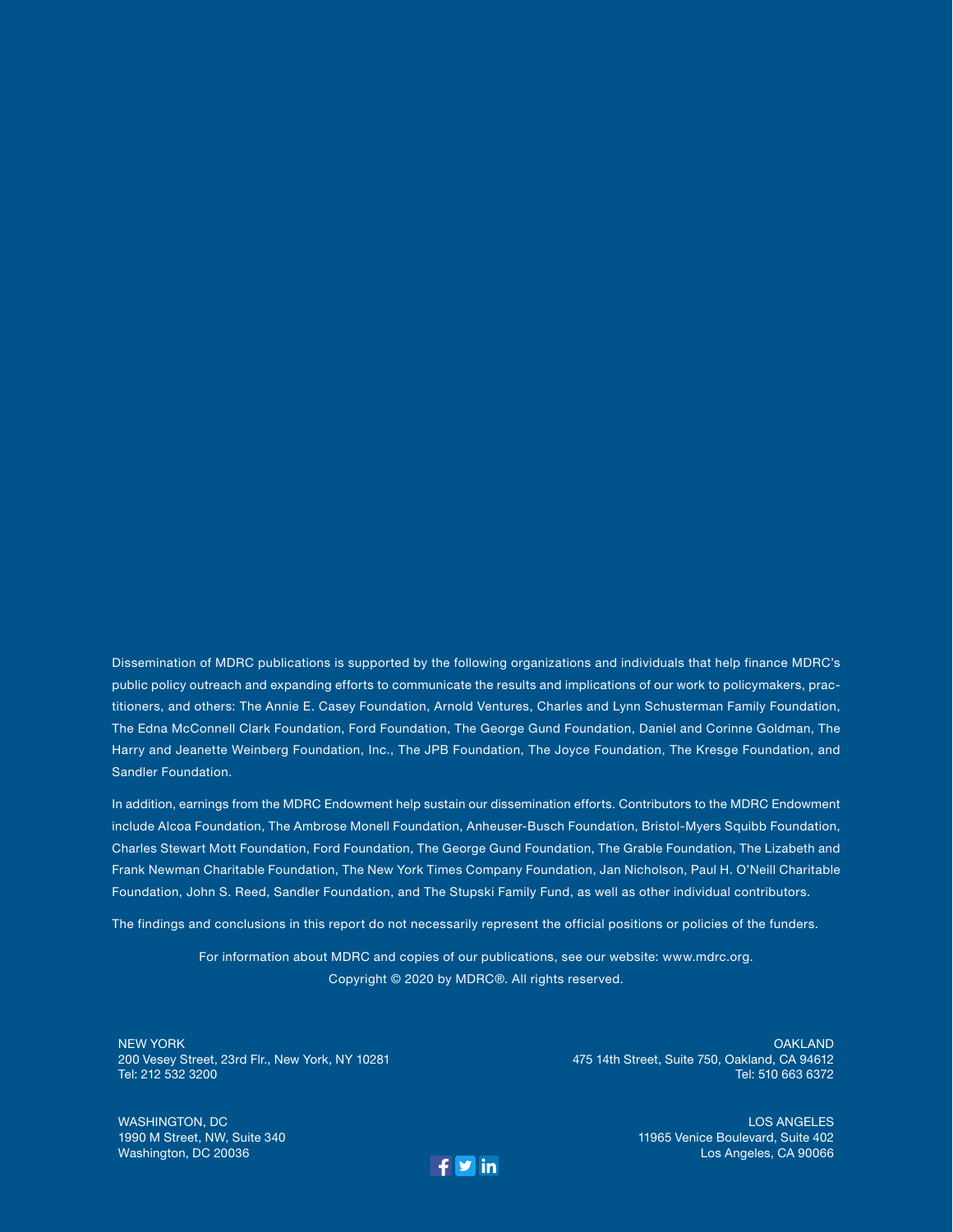Dissemination of MDRC publications is supported by the following organizations and individuals that help finance MDRC's public policy outreach and expanding efforts to communicate the results and implications of our work to policymakers, practitioners, and others: The Annie E. Casey Foundation, Arnold Ventures, Charles and Lynn Schusterman Family Foundation, The Edna McConnell Clark Foundation, Ford Foundation, The George Gund Foundation, Daniel and Corinne Goldman, The Harry and Jeanette Weinberg Foundation, Inc., The JPB Foundation, The Joyce Foundation, The Kresge Foundation, and Sandler Foundation.

In addition, earnings from the MDRC Endowment help sustain our dissemination efforts. Contributors to the MDRC Endowment include Alcoa Foundation, The Ambrose Monell Foundation, Anheuser-Busch Foundation, Bristol-Myers Squibb Foundation, Charles Stewart Mott Foundation, Ford Foundation, The George Gund Foundation, The Grable Foundation, The Lizabeth and Frank Newman Charitable Foundation, The New York Times Company Foundation, Jan Nicholson, Paul H. O'Neill Charitable Foundation, John S. Reed, Sandler Foundation, and The Stupski Family Fund, as well as other individual contributors.

The findings and conclusions in this report do not necessarily represent the official positions or policies of the funders.

For information about MDRC and copies of our publications, see our website: www.mdrc.org.
Copyright © 2020 by MDRC®. All rights reserved.

NEW YORK
200 Vesey Street, 23rd Flr., New York, NY 10281
Tel: 212 532 3200

OAKLAND
475 14th Street, Suite 750, Oakland, CA 94612
Tel: 510 663 6372

WASHINGTON, DC
1990 M Street, NW, Suite 340
Washington, DC 20036

LOS ANGELES
11965 Venice Boulevard, Suite 402
Los Angeles, CA 90066